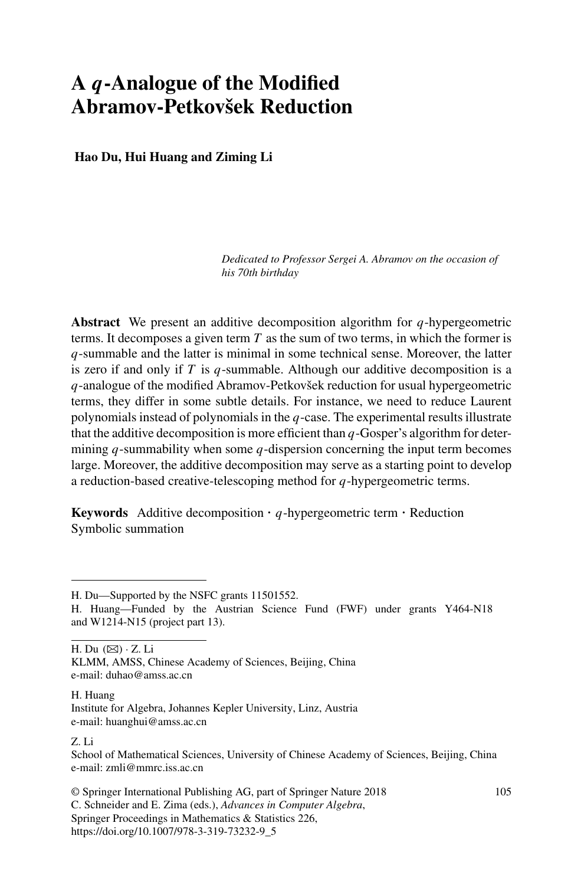# A $q$-Analogue of the Modified Abramov-Petkovšek Reduction

**Hao Du, Hui Huang and Ziming Li**

*Dedicated to Professor Sergei A. Abramov on the occasion of his 70th birthday*

**Abstract** We present an additive decomposition algorithm for $q$-hypergeometric terms. It decomposes a given term $T$ as the sum of two terms, in which the former is $q$-summable and the latter is minimal in some technical sense. Moreover, the latter is zero if and only if $T$ is $q$-summable. Although our additive decomposition is a $q$-analogue of the modified Abramov-Petkovšek reduction for usual hypergeometric terms, they differ in some subtle details. For instance, we need to reduce Laurent polynomials instead of polynomials in the $q$-case. The experimental results illustrate that the additive decomposition is more efficient than $q$-Gosper's algorithm for determining $q$-summability when some $q$-dispersion concerning the input term becomes large. Moreover, the additive decomposition may serve as a starting point to develop a reduction-based creative-telescoping method for $q$-hypergeometric terms.

**Keywords** Additive decomposition · $q$-hypergeometric term · Reduction Symbolic summation

---

H. Du—Supported by the NSFC grants 11501552.
H. Huang—Funded by the Austrian Science Fund (FWF) under grants Y464-N18 and W1214-N15 (project part 13).

---

H. Du (✉) · Z. Li
KLMM, AMSS, Chinese Academy of Sciences, Beijing, China
e-mail: duhao@amss.ac.cn

H. Huang
Institute for Algebra, Johannes Kepler University, Linz, Austria
e-mail: huanghui@amss.ac.cn

Z. Li
School of Mathematical Sciences, University of Chinese Academy of Sciences, Beijing, China
e-mail: zmli@mmrc.iss.ac.cn

© Springer International Publishing AG, part of Springer Nature 2018
C. Schneider and E. Zima (eds.), *Advances in Computer Algebra*,
Springer Proceedings in Mathematics & Statistics 226,
https://doi.org/10.1007/978-3-319-73232-9_5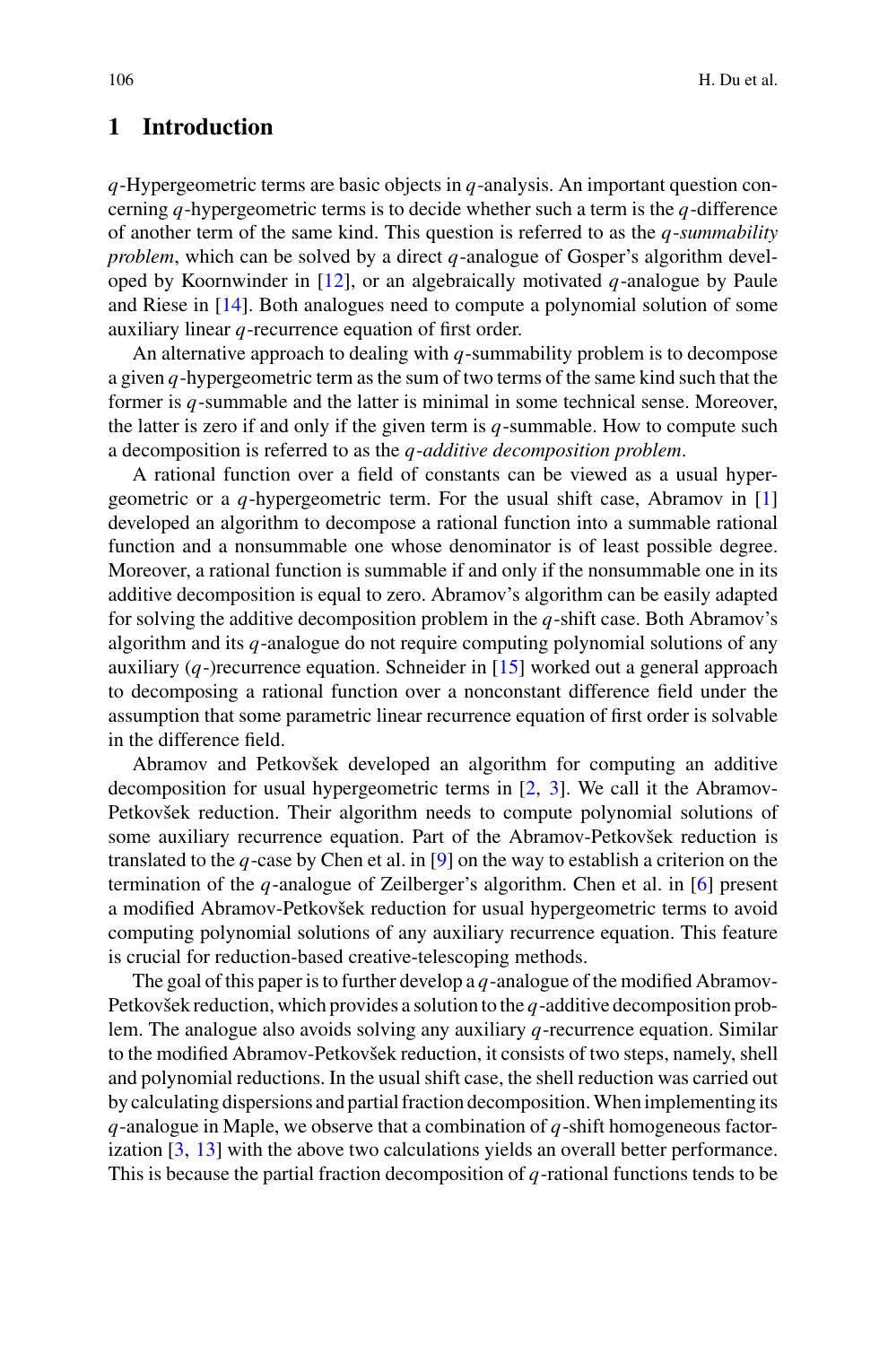## 1 Introduction

$q$-Hypergeometric terms are basic objects in $q$-analysis. An important question concerning $q$-hypergeometric terms is to decide whether such a term is the $q$-difference of another term of the same kind. This question is referred to as the *$q$-summability problem*, which can be solved by a direct $q$-analogue of Gosper's algorithm developed by Koornwinder in [12], or an algebraically motivated $q$-analogue by Paule and Riese in [14]. Both analogues need to compute a polynomial solution of some auxiliary linear $q$-recurrence equation of first order.

An alternative approach to dealing with $q$-summability problem is to decompose a given $q$-hypergeometric term as the sum of two terms of the same kind such that the former is $q$-summable and the latter is minimal in some technical sense. Moreover, the latter is zero if and only if the given term is $q$-summable. How to compute such a decomposition is referred to as the *$q$-additive decomposition problem*.

A rational function over a field of constants can be viewed as a usual hypergeometric or a $q$-hypergeometric term. For the usual shift case, Abramov in [1] developed an algorithm to decompose a rational function into a summable rational function and a nonsummable one whose denominator is of least possible degree. Moreover, a rational function is summable if and only if the nonsummable one in its additive decomposition is equal to zero. Abramov's algorithm can be easily adapted for solving the additive decomposition problem in the $q$-shift case. Both Abramov's algorithm and its $q$-analogue do not require computing polynomial solutions of any auxiliary ($q$-)recurrence equation. Schneider in [15] worked out a general approach to decomposing a rational function over a nonconstant difference field under the assumption that some parametric linear recurrence equation of first order is solvable in the difference field.

Abramov and Petkovšek developed an algorithm for computing an additive decomposition for usual hypergeometric terms in [2, 3]. We call it the Abramov-Petkovšek reduction. Their algorithm needs to compute polynomial solutions of some auxiliary recurrence equation. Part of the Abramov-Petkovšek reduction is translated to the $q$-case by Chen et al. in [9] on the way to establish a criterion on the termination of the $q$-analogue of Zeilberger's algorithm. Chen et al. in [6] present a modified Abramov-Petkovšek reduction for usual hypergeometric terms to avoid computing polynomial solutions of any auxiliary recurrence equation. This feature is crucial for reduction-based creative-telescoping methods.

The goal of this paper is to further develop a $q$-analogue of the modified Abramov-Petkovšek reduction, which provides a solution to the $q$-additive decomposition problem. The analogue also avoids solving any auxiliary $q$-recurrence equation. Similar to the modified Abramov-Petkovšek reduction, it consists of two steps, namely, shell and polynomial reductions. In the usual shift case, the shell reduction was carried out by calculating dispersions and partial fraction decomposition. When implementing its $q$-analogue in Maple, we observe that a combination of $q$-shift homogeneous factorization [3, 13] with the above two calculations yields an overall better performance. This is because the partial fraction decomposition of $q$-rational functions tends to be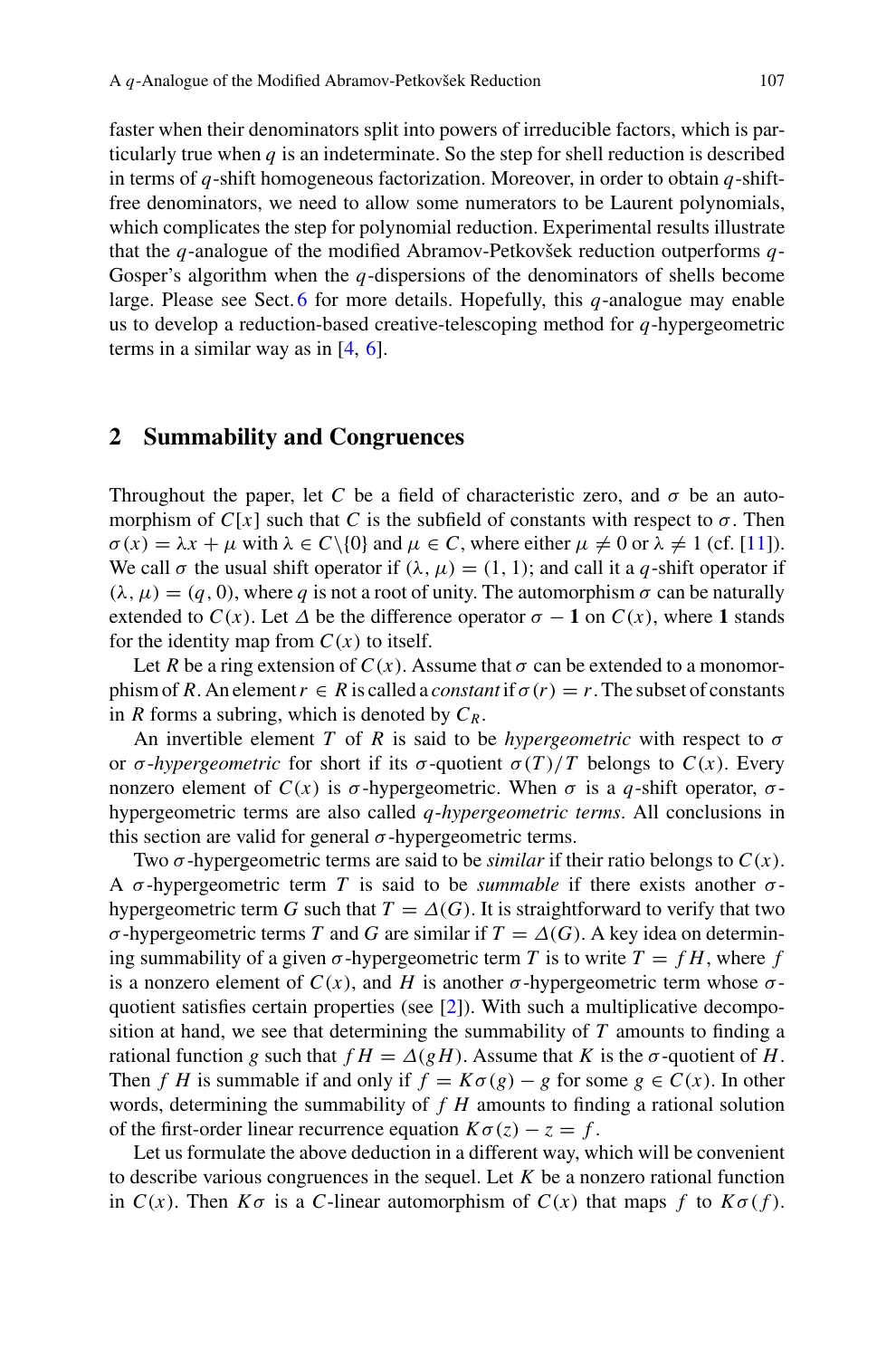faster when their denominators split into powers of irreducible factors, which is particularly true when $q$ is an indeterminate. So the step for shell reduction is described in terms of $q$-shift homogeneous factorization. Moreover, in order to obtain $q$-shift-free denominators, we need to allow some numerators to be Laurent polynomials, which complicates the step for polynomial reduction. Experimental results illustrate that the $q$-analogue of the modified Abramov-Petkovšek reduction outperforms $q$-Gosper's algorithm when the $q$-dispersions of the denominators of shells become large. Please see Sect. 6 for more details. Hopefully, this $q$-analogue may enable us to develop a reduction-based creative-telescoping method for $q$-hypergeometric terms in a similar way as in [4, 6].

## 2 Summability and Congruences

Throughout the paper, let $C$ be a field of characteristic zero, and $\sigma$ be an automorphism of $C[x]$ such that $C$ is the subfield of constants with respect to $\sigma$. Then $\sigma(x) = \lambda x + \mu$ with $\lambda \in C\backslash\{0\}$ and $\mu \in C$, where either $\mu \neq 0$ or $\lambda \neq 1$ (cf. [11]). We call $\sigma$ the usual shift operator if $(\lambda, \mu) = (1, 1)$; and call it a $q$-shift operator if $(\lambda, \mu) = (q, 0)$, where $q$ is not a root of unity. The automorphism $\sigma$ can be naturally extended to $C(x)$. Let $\Delta$ be the difference operator $\sigma - \mathbf{1}$ on $C(x)$, where $\mathbf{1}$ stands for the identity map from $C(x)$ to itself.

Let $R$ be a ring extension of $C(x)$. Assume that $\sigma$ can be extended to a monomorphism of $R$. An element $r \in R$ is called a *constant* if $\sigma(r) = r$. The subset of constants in $R$ forms a subring, which is denoted by $C_R$.

An invertible element $T$ of $R$ is said to be *hypergeometric* with respect to $\sigma$ or *$\sigma$-hypergeometric* for short if its $\sigma$-quotient $\sigma(T)/T$ belongs to $C(x)$. Every nonzero element of $C(x)$ is $\sigma$-hypergeometric. When $\sigma$ is a $q$-shift operator, $\sigma$-hypergeometric terms are also called *$q$-hypergeometric terms*. All conclusions in this section are valid for general $\sigma$-hypergeometric terms.

Two $\sigma$-hypergeometric terms are said to be *similar* if their ratio belongs to $C(x)$. A $\sigma$-hypergeometric term $T$ is said to be *summable* if there exists another $\sigma$-hypergeometric term $G$ such that $T = \Delta(G)$. It is straightforward to verify that two $\sigma$-hypergeometric terms $T$ and $G$ are similar if $T = \Delta(G)$. A key idea on determining summability of a given $\sigma$-hypergeometric term $T$ is to write $T = fH$, where $f$ is a nonzero element of $C(x)$, and $H$ is another $\sigma$-hypergeometric term whose $\sigma$-quotient satisfies certain properties (see [2]). With such a multiplicative decomposition at hand, we see that determining the summability of $T$ amounts to finding a rational function $g$ such that $fH = \Delta(gH)$. Assume that $K$ is the $\sigma$-quotient of $H$. Then $fH$ is summable if and only if $f = K\sigma(g) - g$ for some $g \in C(x)$. In other words, determining the summability of $fH$ amounts to finding a rational solution of the first-order linear recurrence equation $K\sigma(z) - z = f$.

Let us formulate the above deduction in a different way, which will be convenient to describe various congruences in the sequel. Let $K$ be a nonzero rational function in $C(x)$. Then $K\sigma$ is a $C$-linear automorphism of $C(x)$ that maps $f$ to $K\sigma(f)$.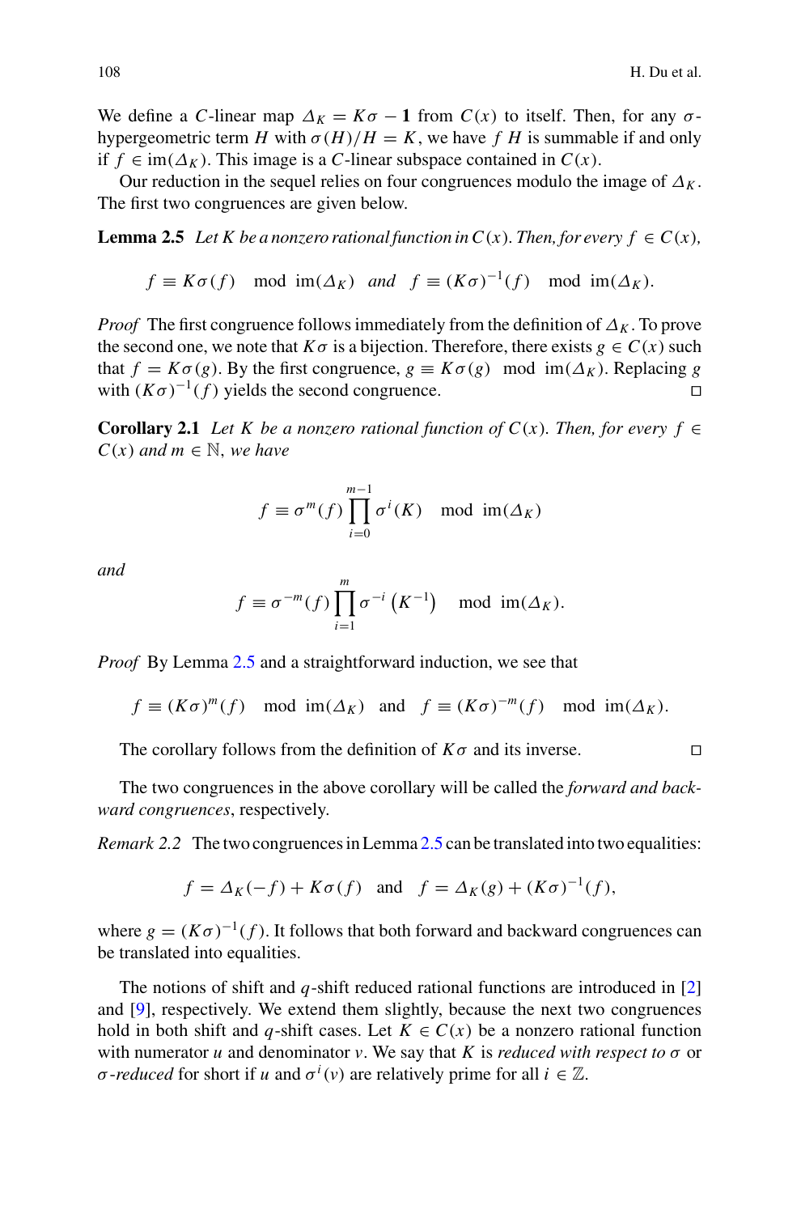We define a $C$-linear map $\Delta_K = K\sigma - \mathbf{1}$ from $C(x)$ to itself. Then, for any $\sigma$-hypergeometric term $H$ with $\sigma(H)/H = K$, we have $f\,H$ is summable if and only if $f \in \mathrm{im}(\Delta_K)$. This image is a $C$-linear subspace contained in $C(x)$.

Our reduction in the sequel relies on four congruences modulo the image of $\Delta_K$. The first two congruences are given below.

**Lemma 2.5** *Let $K$ be a nonzero rational function in $C(x)$. Then, for every $f \in C(x)$,*

$$f \equiv K\sigma(f) \mod \mathrm{im}(\Delta_K) \quad \textit{and} \quad f \equiv (K\sigma)^{-1}(f) \mod \mathrm{im}(\Delta_K).$$

*Proof* The first congruence follows immediately from the definition of $\Delta_K$. To prove the second one, we note that $K\sigma$ is a bijection. Therefore, there exists $g \in C(x)$ such that $f = K\sigma(g)$. By the first congruence, $g \equiv K\sigma(g) \mod \mathrm{im}(\Delta_K)$. Replacing $g$ with $(K\sigma)^{-1}(f)$ yields the second congruence. □

**Corollary 2.1** *Let $K$ be a nonzero rational function of $C(x)$. Then, for every $f \in C(x)$ and $m \in \mathbb{N}$, we have*

$$f \equiv \sigma^m(f) \prod_{i=0}^{m-1} \sigma^i(K) \mod \mathrm{im}(\Delta_K)$$

*and*

$$f \equiv \sigma^{-m}(f) \prod_{i=1}^{m} \sigma^{-i}\left(K^{-1}\right) \mod \mathrm{im}(\Delta_K).$$

*Proof* By Lemma 2.5 and a straightforward induction, we see that

$$f \equiv (K\sigma)^m(f) \mod \mathrm{im}(\Delta_K) \quad \text{and} \quad f \equiv (K\sigma)^{-m}(f) \mod \mathrm{im}(\Delta_K).$$

The corollary follows from the definition of $K\sigma$ and its inverse. □

The two congruences in the above corollary will be called the *forward and backward congruences*, respectively.

*Remark 2.2* The two congruences in Lemma 2.5 can be translated into two equalities:

$$f = \Delta_K(-f) + K\sigma(f) \quad \text{and} \quad f = \Delta_K(g) + (K\sigma)^{-1}(f),$$

where $g = (K\sigma)^{-1}(f)$. It follows that both forward and backward congruences can be translated into equalities.

The notions of shift and $q$-shift reduced rational functions are introduced in [2] and [9], respectively. We extend them slightly, because the next two congruences hold in both shift and $q$-shift cases. Let $K \in C(x)$ be a nonzero rational function with numerator $u$ and denominator $v$. We say that $K$ is *reduced with respect to* $\sigma$ or *$\sigma$-reduced* for short if $u$ and $\sigma^i(v)$ are relatively prime for all $i \in \mathbb{Z}$.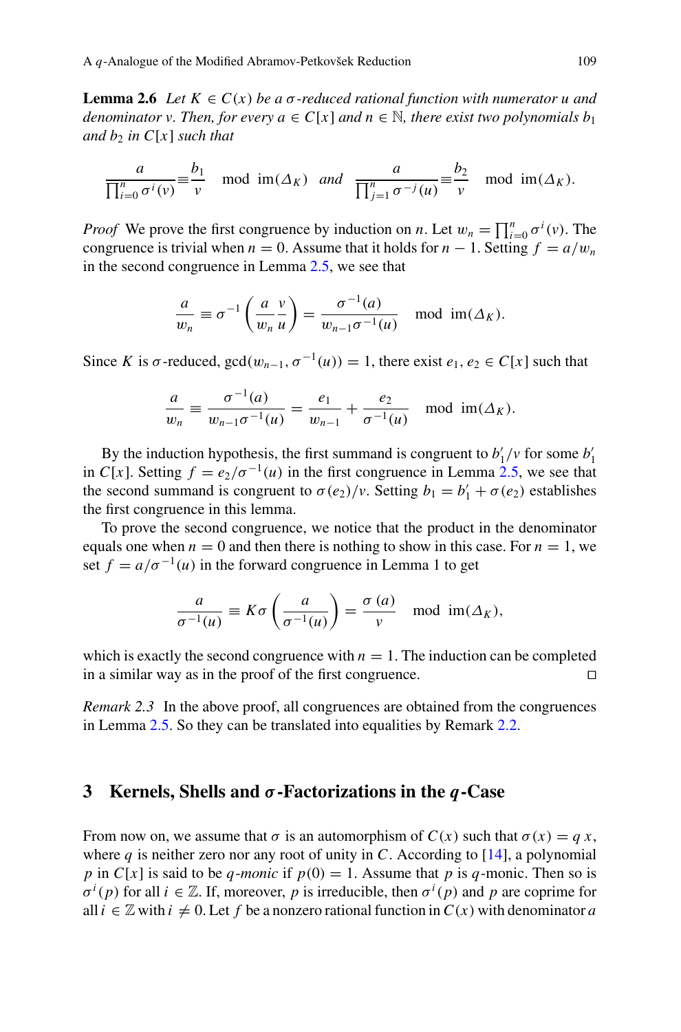**Lemma 2.6** *Let $K \in C(x)$ be a $\sigma$-reduced rational function with numerator $u$ and denominator $v$. Then, for every $a \in C[x]$ and $n \in \mathbb{N}$, there exist two polynomials $b_1$ and $b_2$ in $C[x]$ such that*

$$\frac{a}{\prod_{i=0}^{n} \sigma^i(v)} \equiv \frac{b_1}{v} \mod \operatorname{im}(\Delta_K) \quad \textit{and} \quad \frac{a}{\prod_{j=1}^{n} \sigma^{-j}(u)} \equiv \frac{b_2}{v} \mod \operatorname{im}(\Delta_K).$$

*Proof* We prove the first congruence by induction on $n$. Let $w_n = \prod_{i=0}^{n} \sigma^i(v)$. The congruence is trivial when $n = 0$. Assume that it holds for $n - 1$. Setting $f = a/w_n$ in the second congruence in Lemma 2.5, we see that

$$\frac{a}{w_n} \equiv \sigma^{-1}\left(\frac{a}{w_n}\frac{v}{u}\right) = \frac{\sigma^{-1}(a)}{w_{n-1}\sigma^{-1}(u)} \mod \operatorname{im}(\Delta_K).$$

Since $K$ is $\sigma$-reduced, $\gcd(w_{n-1}, \sigma^{-1}(u)) = 1$, there exist $e_1, e_2 \in C[x]$ such that

$$\frac{a}{w_n} \equiv \frac{\sigma^{-1}(a)}{w_{n-1}\sigma^{-1}(u)} = \frac{e_1}{w_{n-1}} + \frac{e_2}{\sigma^{-1}(u)} \mod \operatorname{im}(\Delta_K).$$

By the induction hypothesis, the first summand is congruent to $b_1'/v$ for some $b_1'$ in $C[x]$. Setting $f = e_2/\sigma^{-1}(u)$ in the first congruence in Lemma 2.5, we see that the second summand is congruent to $\sigma(e_2)/v$. Setting $b_1 = b_1' + \sigma(e_2)$ establishes the first congruence in this lemma.

To prove the second congruence, we notice that the product in the denominator equals one when $n = 0$ and then there is nothing to show in this case. For $n = 1$, we set $f = a/\sigma^{-1}(u)$ in the forward congruence in Lemma 1 to get

$$\frac{a}{\sigma^{-1}(u)} \equiv K\sigma\left(\frac{a}{\sigma^{-1}(u)}\right) = \frac{\sigma(a)}{v} \mod \operatorname{im}(\Delta_K),$$

which is exactly the second congruence with $n = 1$. The induction can be completed in a similar way as in the proof of the first congruence. □

*Remark 2.3* In the above proof, all congruences are obtained from the congruences in Lemma 2.5. So they can be translated into equalities by Remark 2.2.

## 3 Kernels, Shells and $\sigma$-Factorizations in the $q$-Case

From now on, we assume that $\sigma$ is an automorphism of $C(x)$ such that $\sigma(x) = q\,x$, where $q$ is neither zero nor any root of unity in $C$. According to [14], a polynomial $p$ in $C[x]$ is said to be *$q$-monic* if $p(0) = 1$. Assume that $p$ is $q$-monic. Then so is $\sigma^i(p)$ for all $i \in \mathbb{Z}$. If, moreover, $p$ is irreducible, then $\sigma^i(p)$ and $p$ are coprime for all $i \in \mathbb{Z}$ with $i \neq 0$. Let $f$ be a nonzero rational function in $C(x)$ with denominator $a$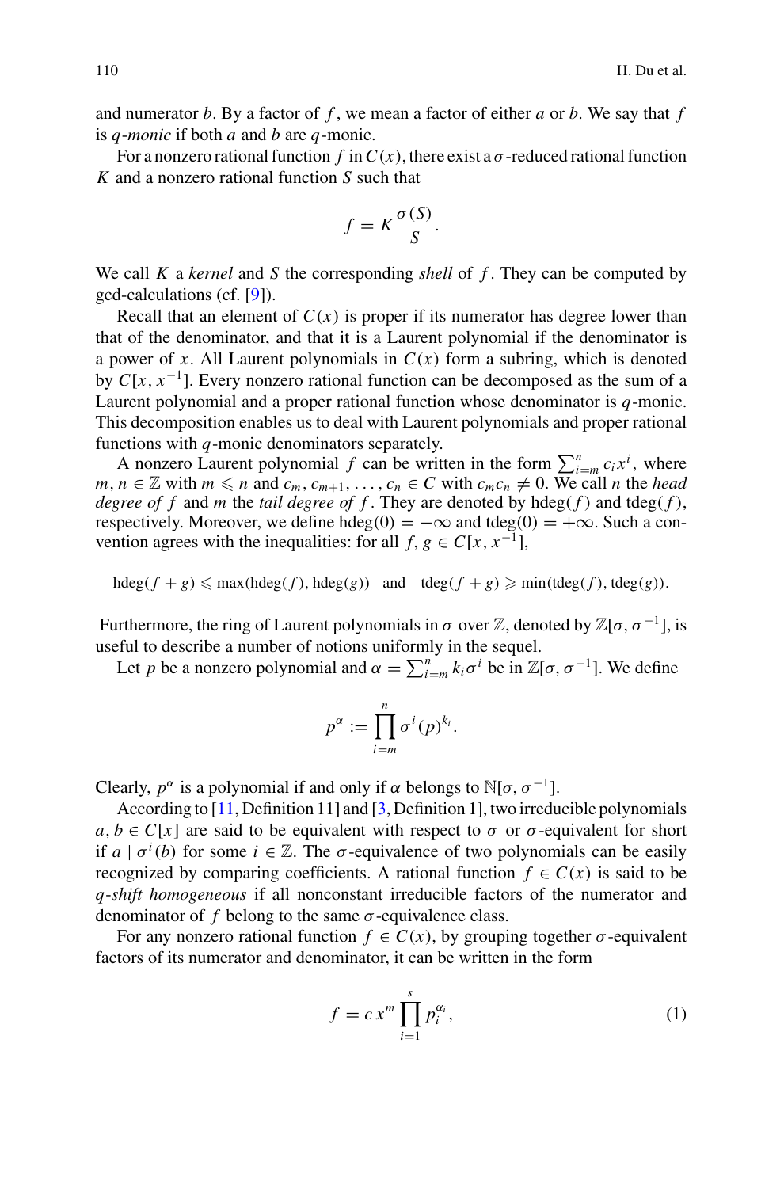and numerator $b$. By a factor of $f$, we mean a factor of either $a$ or $b$. We say that $f$ is *$q$-monic* if both $a$ and $b$ are $q$-monic.

For a nonzero rational function $f$ in $C(x)$, there exist a $\sigma$-reduced rational function $K$ and a nonzero rational function $S$ such that

$$f = K\frac{\sigma(S)}{S}.$$

We call $K$ a *kernel* and $S$ the corresponding *shell* of $f$. They can be computed by gcd-calculations (cf. [9]).

Recall that an element of $C(x)$ is proper if its numerator has degree lower than that of the denominator, and that it is a Laurent polynomial if the denominator is a power of $x$. All Laurent polynomials in $C(x)$ form a subring, which is denoted by $C[x, x^{-1}]$. Every nonzero rational function can be decomposed as the sum of a Laurent polynomial and a proper rational function whose denominator is $q$-monic. This decomposition enables us to deal with Laurent polynomials and proper rational functions with $q$-monic denominators separately.

A nonzero Laurent polynomial $f$ can be written in the form $\sum_{i=m}^{n} c_i x^i$, where $m, n \in \mathbb{Z}$ with $m \leqslant n$ and $c_m, c_{m+1}, \ldots, c_n \in C$ with $c_m c_n \neq 0$. We call $n$ the *head degree of* $f$ and $m$ the *tail degree of* $f$. They are denoted by $\operatorname{hdeg}(f)$ and $\operatorname{tdeg}(f)$, respectively. Moreover, we define $\operatorname{hdeg}(0) = -\infty$ and $\operatorname{tdeg}(0) = +\infty$. Such a convention agrees with the inequalities: for all $f, g \in C[x, x^{-1}]$,

$$\operatorname{hdeg}(f+g) \leqslant \max(\operatorname{hdeg}(f), \operatorname{hdeg}(g)) \quad \text{and} \quad \operatorname{tdeg}(f+g) \geqslant \min(\operatorname{tdeg}(f), \operatorname{tdeg}(g)).$$

Furthermore, the ring of Laurent polynomials in $\sigma$ over $\mathbb{Z}$, denoted by $\mathbb{Z}[\sigma, \sigma^{-1}]$, is useful to describe a number of notions uniformly in the sequel.

Let $p$ be a nonzero polynomial and $\alpha = \sum_{i=m}^{n} k_i \sigma^i$ be in $\mathbb{Z}[\sigma, \sigma^{-1}]$. We define

$$p^{\alpha} := \prod_{i=m}^{n} \sigma^i(p)^{k_i}.$$

Clearly, $p^{\alpha}$ is a polynomial if and only if $\alpha$ belongs to $\mathbb{N}[\sigma, \sigma^{-1}]$.

According to [11, Definition 11] and [3, Definition 1], two irreducible polynomials $a, b \in C[x]$ are said to be equivalent with respect to $\sigma$ or $\sigma$-equivalent for short if $a \mid \sigma^i(b)$ for some $i \in \mathbb{Z}$. The $\sigma$-equivalence of two polynomials can be easily recognized by comparing coefficients. A rational function $f \in C(x)$ is said to be *$q$-shift homogeneous* if all nonconstant irreducible factors of the numerator and denominator of $f$ belong to the same $\sigma$-equivalence class.

For any nonzero rational function $f \in C(x)$, by grouping together $\sigma$-equivalent factors of its numerator and denominator, it can be written in the form

$$f = c\, x^m \prod_{i=1}^{s} p_i^{\alpha_i}, \tag{1}$$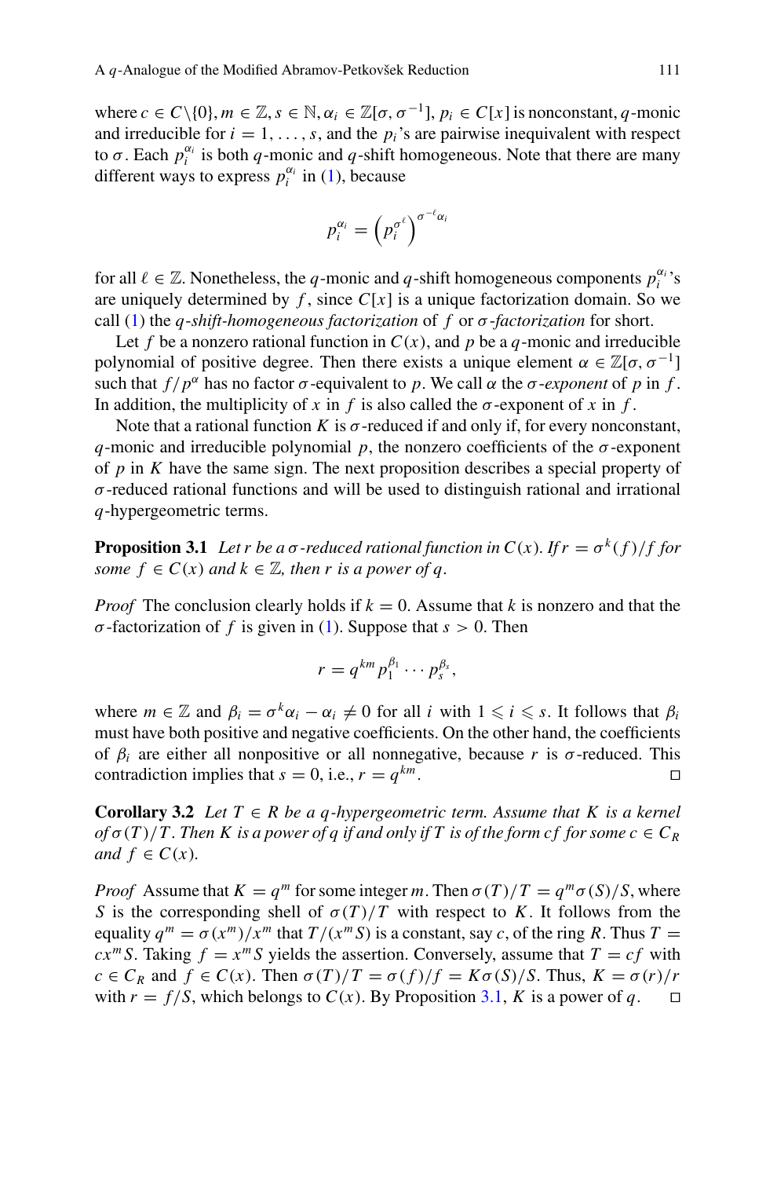where $c \in C\backslash\{0\}, m \in \mathbb{Z}, s \in \mathbb{N}, \alpha_i \in \mathbb{Z}[\sigma, \sigma^{-1}]$, $p_i \in C[x]$ is nonconstant, $q$-monic and irreducible for $i = 1, \ldots, s$, and the $p_i$'s are pairwise inequivalent with respect to $\sigma$. Each $p_i^{\alpha_i}$ is both $q$-monic and $q$-shift homogeneous. Note that there are many different ways to express $p_i^{\alpha_i}$ in (1), because

$$p_i^{\alpha_i} = \left(p_i^{\sigma^\ell}\right)^{\sigma^{-\ell}\alpha_i}$$

for all $\ell \in \mathbb{Z}$. Nonetheless, the $q$-monic and $q$-shift homogeneous components $p_i^{\alpha_i}$'s are uniquely determined by $f$, since $C[x]$ is a unique factorization domain. So we call (1) the *$q$-shift-homogeneous factorization* of $f$ or *$\sigma$-factorization* for short.

Let $f$ be a nonzero rational function in $C(x)$, and $p$ be a $q$-monic and irreducible polynomial of positive degree. Then there exists a unique element $\alpha \in \mathbb{Z}[\sigma, \sigma^{-1}]$ such that $f/p^\alpha$ has no factor $\sigma$-equivalent to $p$. We call $\alpha$ the *$\sigma$-exponent* of $p$ in $f$. In addition, the multiplicity of $x$ in $f$ is also called the $\sigma$-exponent of $x$ in $f$.

Note that a rational function $K$ is $\sigma$-reduced if and only if, for every nonconstant, $q$-monic and irreducible polynomial $p$, the nonzero coefficients of the $\sigma$-exponent of $p$ in $K$ have the same sign. The next proposition describes a special property of $\sigma$-reduced rational functions and will be used to distinguish rational and irrational $q$-hypergeometric terms.

**Proposition 3.1** *Let $r$ be a $\sigma$-reduced rational function in $C(x)$. If $r = \sigma^k(f)/f$ for some $f \in C(x)$ and $k \in \mathbb{Z}$, then $r$ is a power of $q$.*

*Proof* The conclusion clearly holds if $k = 0$. Assume that $k$ is nonzero and that the $\sigma$-factorization of $f$ is given in (1). Suppose that $s > 0$. Then

$$r = q^{km} p_1^{\beta_1} \cdots p_s^{\beta_s},$$

where $m \in \mathbb{Z}$ and $\beta_i = \sigma^k \alpha_i - \alpha_i \neq 0$ for all $i$ with $1 \leqslant i \leqslant s$. It follows that $\beta_i$ must have both positive and negative coefficients. On the other hand, the coefficients of $\beta_i$ are either all nonpositive or all nonnegative, because $r$ is $\sigma$-reduced. This contradiction implies that $s = 0$, i.e., $r = q^{km}$. □

**Corollary 3.2** *Let $T \in R$ be a $q$-hypergeometric term. Assume that $K$ is a kernel of $\sigma(T)/T$. Then $K$ is a power of $q$ if and only if $T$ is of the form $cf$ for some $c \in C_R$ and $f \in C(x)$.*

*Proof* Assume that $K = q^m$ for some integer $m$. Then $\sigma(T)/T = q^m \sigma(S)/S$, where $S$ is the corresponding shell of $\sigma(T)/T$ with respect to $K$. It follows from the equality $q^m = \sigma(x^m)/x^m$ that $T/(x^m S)$ is a constant, say $c$, of the ring $R$. Thus $T = cx^m S$. Taking $f = x^m S$ yields the assertion. Conversely, assume that $T = cf$ with $c \in C_R$ and $f \in C(x)$. Then $\sigma(T)/T = \sigma(f)/f = K\sigma(S)/S$. Thus, $K = \sigma(r)/r$ with $r = f/S$, which belongs to $C(x)$. By Proposition 3.1, $K$ is a power of $q$. □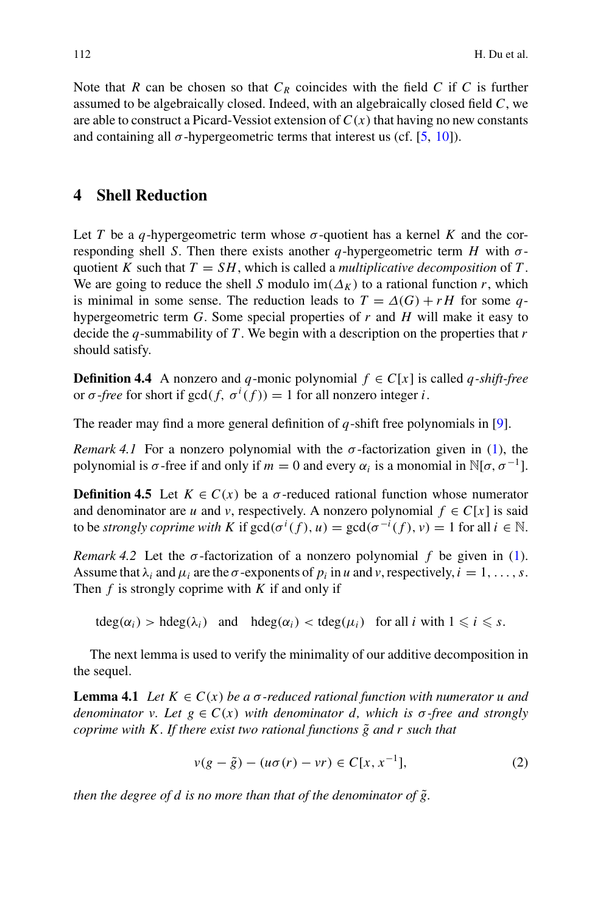Note that $R$ can be chosen so that $C_R$ coincides with the field $C$ if $C$ is further assumed to be algebraically closed. Indeed, with an algebraically closed field $C$, we are able to construct a Picard-Vessiot extension of $C(x)$ that having no new constants and containing all $\sigma$-hypergeometric terms that interest us (cf. [5, 10]).

## 4 Shell Reduction

Let $T$ be a $q$-hypergeometric term whose $\sigma$-quotient has a kernel $K$ and the corresponding shell $S$. Then there exists another $q$-hypergeometric term $H$ with $\sigma$-quotient $K$ such that $T = SH$, which is called a *multiplicative decomposition* of $T$. We are going to reduce the shell $S$ modulo $\mathrm{im}(\Delta_K)$ to a rational function $r$, which is minimal in some sense. The reduction leads to $T = \Delta(G) + rH$ for some $q$-hypergeometric term $G$. Some special properties of $r$ and $H$ will make it easy to decide the $q$-summability of $T$. We begin with a description on the properties that $r$ should satisfy.

**Definition 4.4** A nonzero and $q$-monic polynomial $f \in C[x]$ is called *$q$-shift-free* or *$\sigma$-free* for short if $\gcd(f, \sigma^i(f)) = 1$ for all nonzero integer $i$.

The reader may find a more general definition of $q$-shift free polynomials in [9].

*Remark 4.1* For a nonzero polynomial with the $\sigma$-factorization given in (1), the polynomial is $\sigma$-free if and only if $m = 0$ and every $\alpha_i$ is a monomial in $\mathbb{N}[\sigma, \sigma^{-1}]$.

**Definition 4.5** Let $K \in C(x)$ be a $\sigma$-reduced rational function whose numerator and denominator are $u$ and $v$, respectively. A nonzero polynomial $f \in C[x]$ is said to be *strongly coprime with* $K$ if $\gcd(\sigma^i(f), u) = \gcd(\sigma^{-i}(f), v) = 1$ for all $i \in \mathbb{N}$.

*Remark 4.2* Let the $\sigma$-factorization of a nonzero polynomial $f$ be given in (1). Assume that $\lambda_i$ and $\mu_i$ are the $\sigma$-exponents of $p_i$ in $u$ and $v$, respectively, $i = 1, \ldots, s$. Then $f$ is strongly coprime with $K$ if and only if

$$\mathrm{tdeg}(\alpha_i) > \mathrm{hdeg}(\lambda_i) \quad \text{and} \quad \mathrm{hdeg}(\alpha_i) < \mathrm{tdeg}(\mu_i) \quad \text{for all } i \text{ with } 1 \leqslant i \leqslant s.$$

The next lemma is used to verify the minimality of our additive decomposition in the sequel.

**Lemma 4.1** *Let $K \in C(x)$ be a $\sigma$-reduced rational function with numerator $u$ and denominator $v$. Let $g \in C(x)$ with denominator $d$, which is $\sigma$-free and strongly coprime with $K$. If there exist two rational functions $\tilde{g}$ and $r$ such that*

$$v(g - \tilde{g}) - (u\sigma(r) - vr) \in C[x, x^{-1}], \tag{2}$$

*then the degree of $d$ is no more than that of the denominator of $\tilde{g}$.*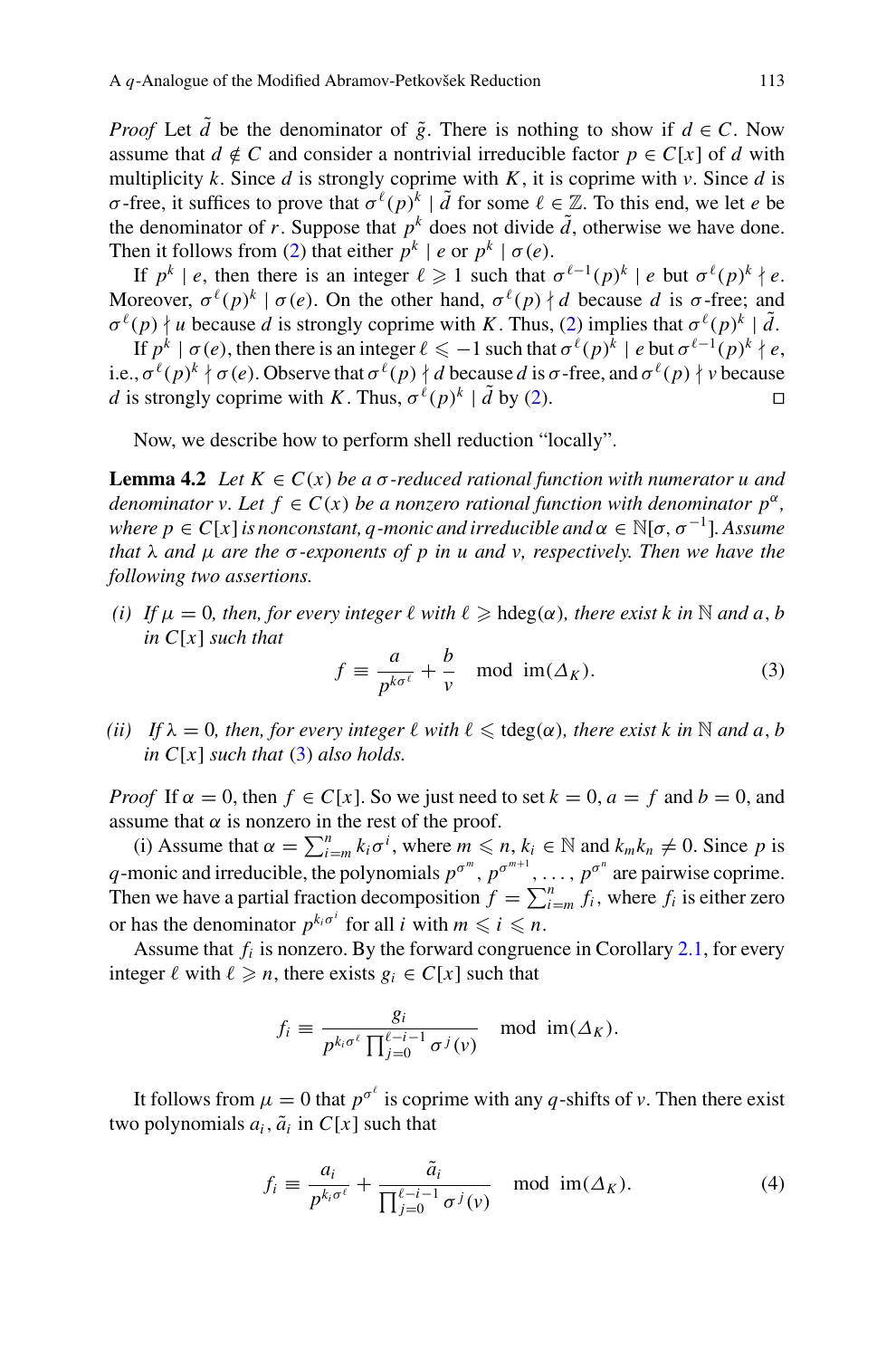*Proof* Let $\tilde{d}$ be the denominator of $\tilde{g}$. There is nothing to show if $d \in C$. Now assume that $d \notin C$ and consider a nontrivial irreducible factor $p \in C[x]$ of $d$ with multiplicity $k$. Since $d$ is strongly coprime with $K$, it is coprime with $v$. Since $d$ is $\sigma$-free, it suffices to prove that $\sigma^{\ell}(p)^k \mid \tilde{d}$ for some $\ell \in \mathbb{Z}$. To this end, we let $e$ be the denominator of $r$. Suppose that $p^k$ does not divide $\tilde{d}$, otherwise we have done. Then it follows from (2) that either $p^k \mid e$ or $p^k \mid \sigma(e)$.

If $p^k \mid e$, then there is an integer $\ell \geqslant 1$ such that $\sigma^{\ell-1}(p)^k \mid e$ but $\sigma^{\ell}(p)^k \nmid e$. Moreover, $\sigma^{\ell}(p)^k \mid \sigma(e)$. On the other hand, $\sigma^{\ell}(p) \nmid d$ because $d$ is $\sigma$-free; and $\sigma^{\ell}(p) \nmid u$ because $d$ is strongly coprime with $K$. Thus, (2) implies that $\sigma^{\ell}(p)^k \mid \tilde{d}$.

If $p^k \mid \sigma(e)$, then there is an integer $\ell \leqslant -1$ such that $\sigma^{\ell}(p)^k \mid e$ but $\sigma^{\ell-1}(p)^k \nmid e$, i.e., $\sigma^{\ell}(p)^k \nmid \sigma(e)$. Observe that $\sigma^{\ell}(p) \nmid d$ because $d$ is $\sigma$-free, and $\sigma^{\ell}(p) \nmid v$ because $d$ is strongly coprime with $K$. Thus, $\sigma^{\ell}(p)^k \mid \tilde{d}$ by (2). □

Now, we describe how to perform shell reduction "locally".

**Lemma 4.2** *Let $K \in C(x)$ be a $\sigma$-reduced rational function with numerator $u$ and denominator $v$. Let $f \in C(x)$ be a nonzero rational function with denominator $p^{\alpha}$, where $p \in C[x]$ is nonconstant, $q$-monic and irreducible and $\alpha \in \mathbb{N}[\sigma, \sigma^{-1}]$. Assume that $\lambda$ and $\mu$ are the $\sigma$-exponents of $p$ in $u$ and $v$, respectively. Then we have the following two assertions.*

*(i) If $\mu = 0$, then, for every integer $\ell$ with $\ell \geqslant \operatorname{hdeg}(\alpha)$, there exist $k$ in $\mathbb{N}$ and $a, b$ in $C[x]$ such that*

$$f \equiv \frac{a}{p^{k\sigma^{\ell}}} + \frac{b}{v} \mod \operatorname{im}(\Delta_K). \tag{3}$$

*(ii) If $\lambda = 0$, then, for every integer $\ell$ with $\ell \leqslant \operatorname{tdeg}(\alpha)$, there exist $k$ in $\mathbb{N}$ and $a, b$ in $C[x]$ such that (3) also holds.*

*Proof* If $\alpha = 0$, then $f \in C[x]$. So we just need to set $k = 0$, $a = f$ and $b = 0$, and assume that $\alpha$ is nonzero in the rest of the proof.

(i) Assume that $\alpha = \sum_{i=m}^{n} k_i \sigma^i$, where $m \leqslant n$, $k_i \in \mathbb{N}$ and $k_m k_n \neq 0$. Since $p$ is $q$-monic and irreducible, the polynomials $p^{\sigma^m}, p^{\sigma^{m+1}}, \ldots, p^{\sigma^n}$ are pairwise coprime. Then we have a partial fraction decomposition $f = \sum_{i=m}^{n} f_i$, where $f_i$ is either zero or has the denominator $p^{k_i \sigma^i}$ for all $i$ with $m \leqslant i \leqslant n$.

Assume that $f_i$ is nonzero. By the forward congruence in Corollary 2.1, for every integer $\ell$ with $\ell \geqslant n$, there exists $g_i \in C[x]$ such that

$$f_i \equiv \frac{g_i}{p^{k_i \sigma^{\ell}} \prod_{j=0}^{\ell-i-1} \sigma^j(v)} \mod \operatorname{im}(\Delta_K).$$

It follows from $\mu = 0$ that $p^{\sigma^{\ell}}$ is coprime with any $q$-shifts of $v$. Then there exist two polynomials $a_i, \tilde{a}_i$ in $C[x]$ such that

$$f_i \equiv \frac{a_i}{p^{k_i \sigma^{\ell}}} + \frac{\tilde{a}_i}{\prod_{j=0}^{\ell-i-1} \sigma^j(v)} \mod \operatorname{im}(\Delta_K). \tag{4}$$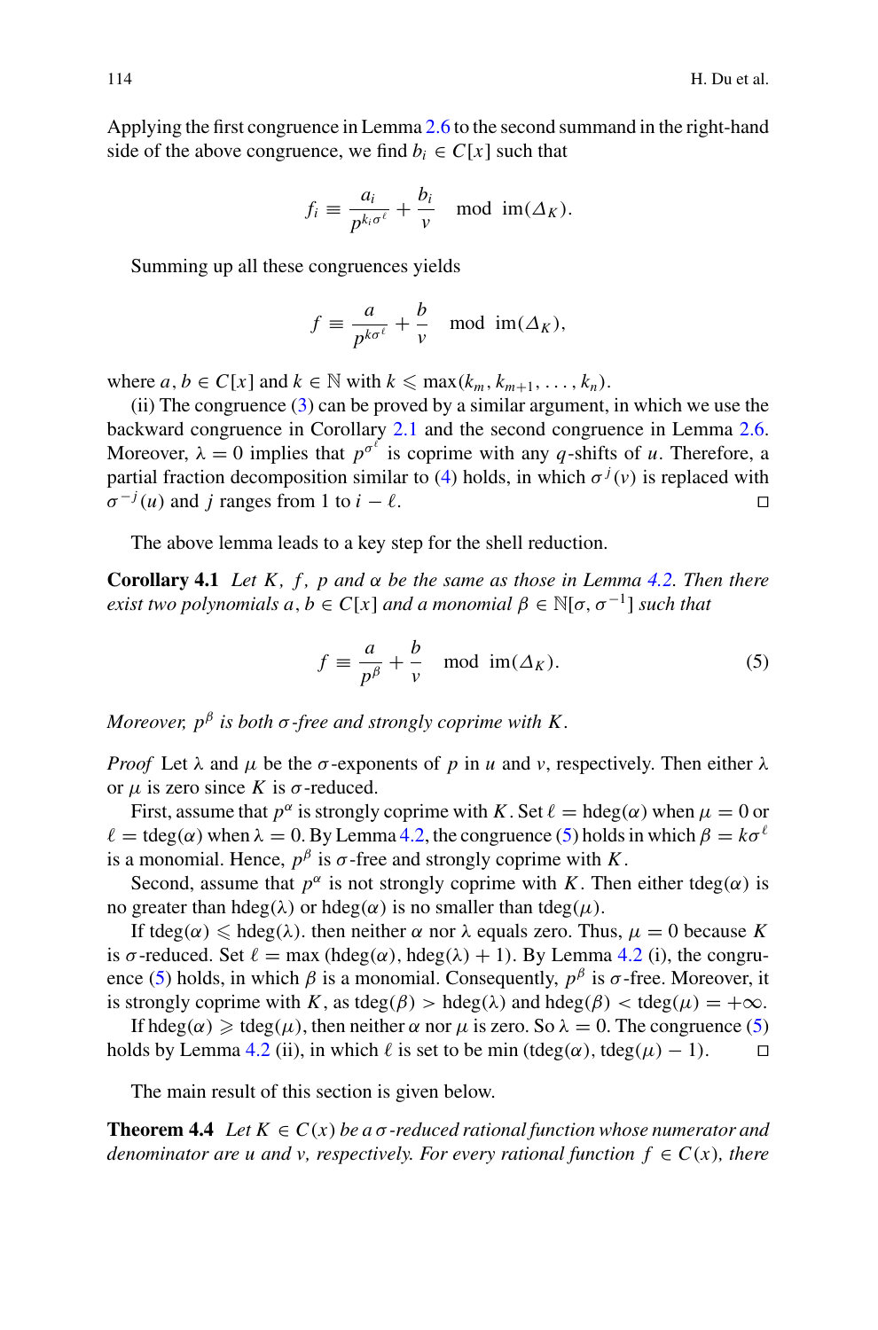Applying the first congruence in Lemma 2.6 to the second summand in the right-hand side of the above congruence, we find $b_i \in C[x]$ such that

$$f_i \equiv \frac{a_i}{p^{k_i \sigma^\ell}} + \frac{b_i}{v} \mod \operatorname{im}(\Delta_K).$$

Summing up all these congruences yields

$$f \equiv \frac{a}{p^{k\sigma^\ell}} + \frac{b}{v} \mod \operatorname{im}(\Delta_K),$$

where $a, b \in C[x]$ and $k \in \mathbb{N}$ with $k \leqslant \max(k_m, k_{m+1}, \ldots, k_n)$.

(ii) The congruence (3) can be proved by a similar argument, in which we use the backward congruence in Corollary 2.1 and the second congruence in Lemma 2.6. Moreover, $\lambda = 0$ implies that $p^{\sigma^\ell}$ is coprime with any $q$-shifts of $u$. Therefore, a partial fraction decomposition similar to (4) holds, in which $\sigma^j(v)$ is replaced with $\sigma^{-j}(u)$ and $j$ ranges from 1 to $i - \ell$. □

The above lemma leads to a key step for the shell reduction.

**Corollary 4.1** *Let $K$, $f$, $p$ and $\alpha$ be the same as those in Lemma 4.2. Then there exist two polynomials $a, b \in C[x]$ and a monomial $\beta \in \mathbb{N}[\sigma, \sigma^{-1}]$ such that*

$$f \equiv \frac{a}{p^\beta} + \frac{b}{v} \mod \operatorname{im}(\Delta_K). \tag{5}$$

*Moreover, $p^\beta$ is both $\sigma$-free and strongly coprime with $K$.*

*Proof* Let $\lambda$ and $\mu$ be the $\sigma$-exponents of $p$ in $u$ and $v$, respectively. Then either $\lambda$ or $\mu$ is zero since $K$ is $\sigma$-reduced.

First, assume that $p^\alpha$ is strongly coprime with $K$. Set $\ell = \operatorname{hdeg}(\alpha)$ when $\mu = 0$ or $\ell = \operatorname{tdeg}(\alpha)$ when $\lambda = 0$. By Lemma 4.2, the congruence (5) holds in which $\beta = k\sigma^\ell$ is a monomial. Hence, $p^\beta$ is $\sigma$-free and strongly coprime with $K$.

Second, assume that $p^\alpha$ is not strongly coprime with $K$. Then either $\operatorname{tdeg}(\alpha)$ is no greater than $\operatorname{hdeg}(\lambda)$ or $\operatorname{hdeg}(\alpha)$ is no smaller than $\operatorname{tdeg}(\mu)$.

If $\operatorname{tdeg}(\alpha) \leqslant \operatorname{hdeg}(\lambda)$. then neither $\alpha$ nor $\lambda$ equals zero. Thus, $\mu = 0$ because $K$ is $\sigma$-reduced. Set $\ell = \max(\operatorname{hdeg}(\alpha), \operatorname{hdeg}(\lambda) + 1)$. By Lemma 4.2 (i), the congruence (5) holds, in which $\beta$ is a monomial. Consequently, $p^\beta$ is $\sigma$-free. Moreover, it is strongly coprime with $K$, as $\operatorname{tdeg}(\beta) > \operatorname{hdeg}(\lambda)$ and $\operatorname{hdeg}(\beta) < \operatorname{tdeg}(\mu) = +\infty$.

If $\operatorname{hdeg}(\alpha) \geqslant \operatorname{tdeg}(\mu)$, then neither $\alpha$ nor $\mu$ is zero. So $\lambda = 0$. The congruence (5) holds by Lemma 4.2 (ii), in which $\ell$ is set to be $\min(\operatorname{tdeg}(\alpha), \operatorname{tdeg}(\mu) - 1)$. □

The main result of this section is given below.

**Theorem 4.4** *Let $K \in C(x)$ be a $\sigma$-reduced rational function whose numerator and denominator are $u$ and $v$, respectively. For every rational function $f \in C(x)$, there*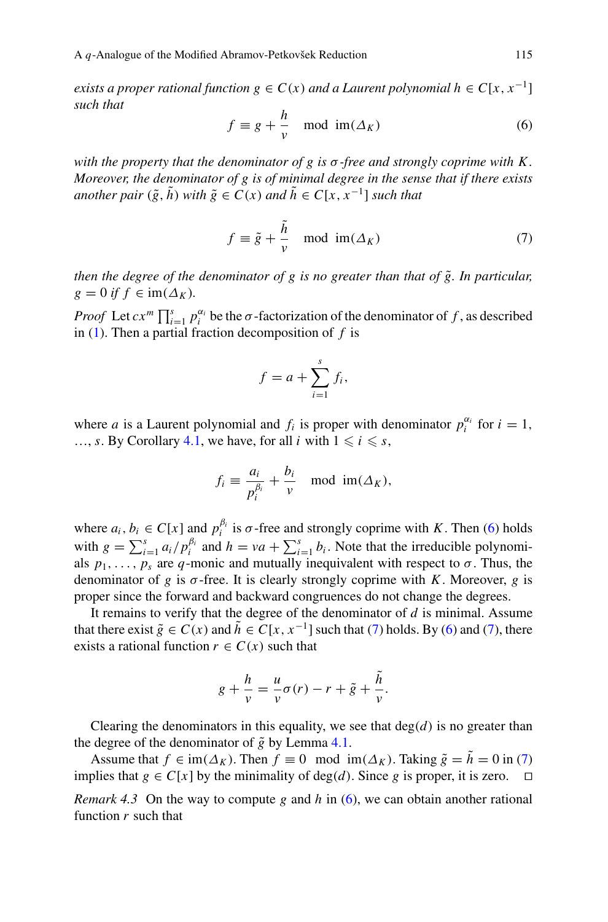*exists a proper rational function $g \in C(x)$ and a Laurent polynomial $h \in C[x, x^{-1}]$ such that*

$$f \equiv g + \frac{h}{v} \mod \operatorname{im}(\Delta_K) \tag{6}$$

*with the property that the denominator of $g$ is $\sigma$-free and strongly coprime with $K$. Moreover, the denominator of $g$ is of minimal degree in the sense that if there exists another pair $(\tilde{g}, \tilde{h})$ with $\tilde{g} \in C(x)$ and $\tilde{h} \in C[x, x^{-1}]$ such that*

$$f \equiv \tilde{g} + \frac{\tilde{h}}{v} \mod \operatorname{im}(\Delta_K) \tag{7}$$

*then the degree of the denominator of $g$ is no greater than that of $\tilde{g}$. In particular, $g = 0$ if $f \in \operatorname{im}(\Delta_K)$.*

*Proof* Let $cx^m \prod_{i=1}^{s} p_i^{\alpha_i}$ be the $\sigma$-factorization of the denominator of $f$, as described in (1). Then a partial fraction decomposition of $f$ is

$$f = a + \sum_{i=1}^{s} f_i,$$

where $a$ is a Laurent polynomial and $f_i$ is proper with denominator $p_i^{\alpha_i}$ for $i = 1, \ldots, s$. By Corollary 4.1, we have, for all $i$ with $1 \leqslant i \leqslant s$,

$$f_i \equiv \frac{a_i}{p_i^{\beta_i}} + \frac{b_i}{v} \mod \operatorname{im}(\Delta_K),$$

where $a_i, b_i \in C[x]$ and $p_i^{\beta_i}$ is $\sigma$-free and strongly coprime with $K$. Then (6) holds with $g = \sum_{i=1}^{s} a_i / p_i^{\beta_i}$ and $h = va + \sum_{i=1}^{s} b_i$. Note that the irreducible polynomials $p_1, \ldots, p_s$ are $q$-monic and mutually inequivalent with respect to $\sigma$. Thus, the denominator of $g$ is $\sigma$-free. It is clearly strongly coprime with $K$. Moreover, $g$ is proper since the forward and backward congruences do not change the degrees.

It remains to verify that the degree of the denominator of $d$ is minimal. Assume that there exist $\tilde{g} \in C(x)$ and $\tilde{h} \in C[x, x^{-1}]$ such that (7) holds. By (6) and (7), there exists a rational function $r \in C(x)$ such that

$$g + \frac{h}{v} = \frac{u}{v}\sigma(r) - r + \tilde{g} + \frac{\tilde{h}}{v}.$$

Clearing the denominators in this equality, we see that $\deg(d)$ is no greater than the degree of the denominator of $\tilde{g}$ by Lemma 4.1.

Assume that $f \in \operatorname{im}(\Delta_K)$. Then $f \equiv 0 \mod \operatorname{im}(\Delta_K)$. Taking $\tilde{g} = \tilde{h} = 0$ in (7) implies that $g \in C[x]$ by the minimality of $\deg(d)$. Since $g$ is proper, it is zero. $\square$

*Remark 4.3* On the way to compute $g$ and $h$ in (6), we can obtain another rational function $r$ such that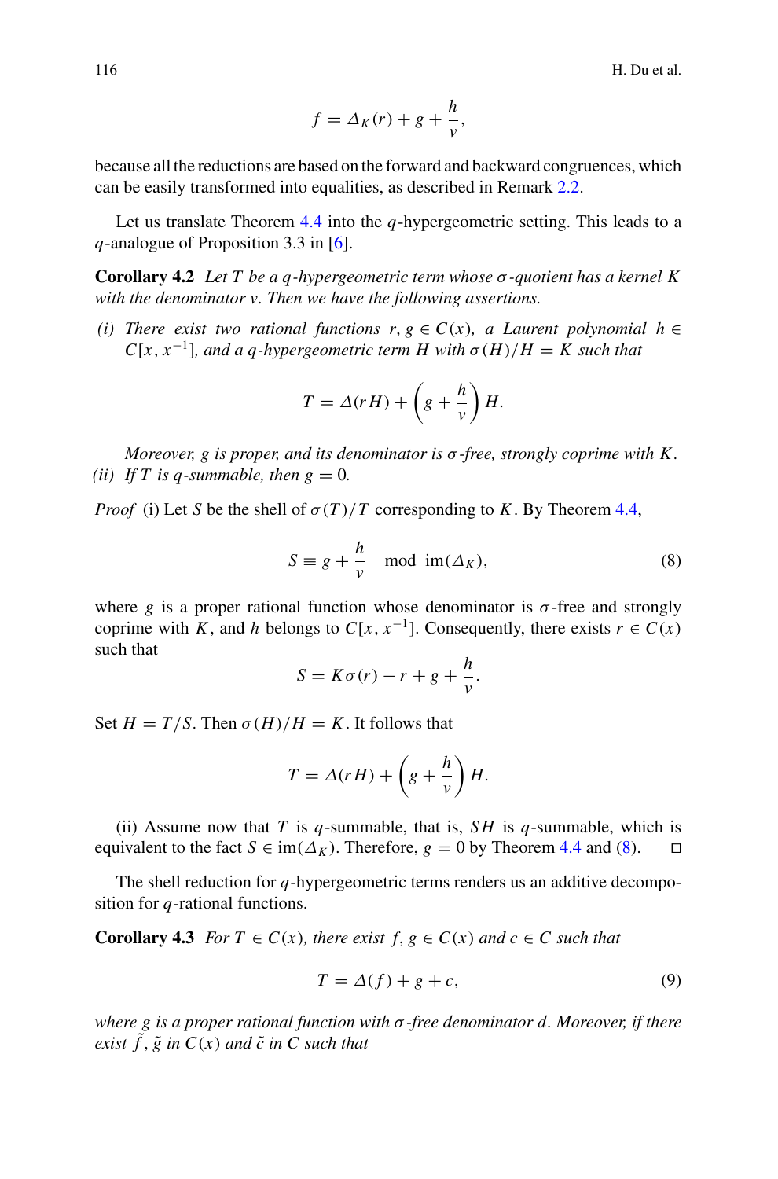$$f = \Delta_K(r) + g + \frac{h}{v},$$

because all the reductions are based on the forward and backward congruences, which can be easily transformed into equalities, as described in Remark 2.2.

Let us translate Theorem 4.4 into the $q$-hypergeometric setting. This leads to a $q$-analogue of Proposition 3.3 in [6].

**Corollary 4.2** *Let $T$ be a $q$-hypergeometric term whose $\sigma$-quotient has a kernel $K$ with the denominator $v$. Then we have the following assertions.*

*(i) There exist two rational functions $r, g \in C(x)$, a Laurent polynomial $h \in C[x, x^{-1}]$, and a $q$-hypergeometric term $H$ with $\sigma(H)/H = K$ such that*

$$T = \Delta(rH) + \left(g + \frac{h}{v}\right) H.$$

*Moreover, $g$ is proper, and its denominator is $\sigma$-free, strongly coprime with $K$.*

*(ii) If $T$ is $q$-summable, then $g = 0$.*

*Proof* (i) Let $S$ be the shell of $\sigma(T)/T$ corresponding to $K$. By Theorem 4.4,

$$S \equiv g + \frac{h}{v} \mod \operatorname{im}(\Delta_K), \tag{8}$$

where $g$ is a proper rational function whose denominator is $\sigma$-free and strongly coprime with $K$, and $h$ belongs to $C[x, x^{-1}]$. Consequently, there exists $r \in C(x)$ such that

$$S = K\sigma(r) - r + g + \frac{h}{v}.$$

Set $H = T/S$. Then $\sigma(H)/H = K$. It follows that

$$T = \Delta(rH) + \left(g + \frac{h}{v}\right) H.$$

(ii) Assume now that $T$ is $q$-summable, that is, $SH$ is $q$-summable, which is equivalent to the fact $S \in \operatorname{im}(\Delta_K)$. Therefore, $g = 0$ by Theorem 4.4 and (8). $\square$

The shell reduction for $q$-hypergeometric terms renders us an additive decomposition for $q$-rational functions.

**Corollary 4.3** *For $T \in C(x)$, there exist $f, g \in C(x)$ and $c \in C$ such that*

$$T = \Delta(f) + g + c, \tag{9}$$

*where $g$ is a proper rational function with $\sigma$-free denominator $d$. Moreover, if there exist $\tilde{f}, \tilde{g}$ in $C(x)$ and $\tilde{c}$ in $C$ such that*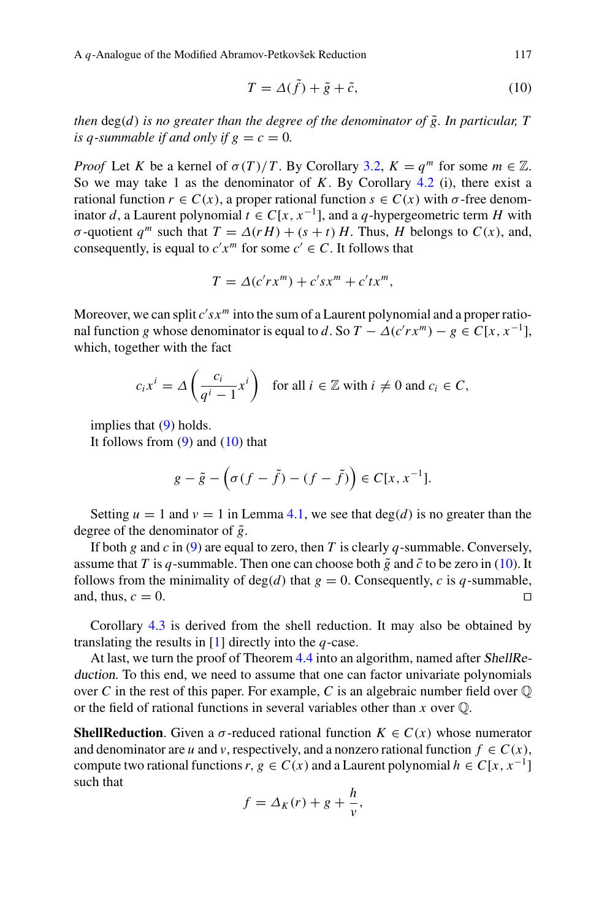$$T = \Delta(\tilde{f}) + \tilde{g} + \tilde{c}, \tag{10}$$

*then* $\deg(d)$ *is no greater than the degree of the denominator of* $\tilde{g}$. *In particular,* $T$ *is* $q$*-summable if and only if* $g = c = 0$.

*Proof* Let $K$ be a kernel of $\sigma(T)/T$. By Corollary 3.2, $K = q^m$ for some $m \in \mathbb{Z}$. So we may take 1 as the denominator of $K$. By Corollary 4.2 (i), there exist a rational function $r \in C(x)$, a proper rational function $s \in C(x)$ with $\sigma$-free denominator $d$, a Laurent polynomial $t \in C[x, x^{-1}]$, and a $q$-hypergeometric term $H$ with $\sigma$-quotient $q^m$ such that $T = \Delta(rH) + (s + t)H$. Thus, $H$ belongs to $C(x)$, and, consequently, is equal to $c'x^m$ for some $c' \in C$. It follows that

$$T = \Delta(c'rx^m) + c'sx^m + c'tx^m,$$

Moreover, we can split $c'sx^m$ into the sum of a Laurent polynomial and a proper rational function $g$ whose denominator is equal to $d$. So $T - \Delta(c'rx^m) - g \in C[x, x^{-1}]$, which, together with the fact

$$c_i x^i = \Delta\left(\frac{c_i}{q^i - 1} x^i\right) \quad \text{for all } i \in \mathbb{Z} \text{ with } i \neq 0 \text{ and } c_i \in C,$$

implies that (9) holds.

It follows from (9) and (10) that

$$g - \tilde{g} - \left(\sigma(f - \tilde{f}) - (f - \tilde{f})\right) \in C[x, x^{-1}].$$

Setting $u = 1$ and $v = 1$ in Lemma 4.1, we see that $\deg(d)$ is no greater than the degree of the denominator of $\tilde{g}$.

If both $g$ and $c$ in (9) are equal to zero, then $T$ is clearly $q$-summable. Conversely, assume that $T$ is $q$-summable. Then one can choose both $\tilde{g}$ and $\tilde{c}$ to be zero in (10). It follows from the minimality of $\deg(d)$ that $g = 0$. Consequently, $c$ is $q$-summable, and, thus, $c = 0$. □

Corollary 4.3 is derived from the shell reduction. It may also be obtained by translating the results in [1] directly into the $q$-case.

At last, we turn the proof of Theorem 4.4 into an algorithm, named after *ShellReduction*. To this end, we need to assume that one can factor univariate polynomials over $C$ in the rest of this paper. For example, $C$ is an algebraic number field over $\mathbb{Q}$ or the field of rational functions in several variables other than $x$ over $\mathbb{Q}$.

**ShellReduction**. Given a $\sigma$-reduced rational function $K \in C(x)$ whose numerator and denominator are $u$ and $v$, respectively, and a nonzero rational function $f \in C(x)$, compute two rational functions $r, g \in C(x)$ and a Laurent polynomial $h \in C[x, x^{-1}]$ such that

$$f = \Delta_K(r) + g + \frac{h}{v},$$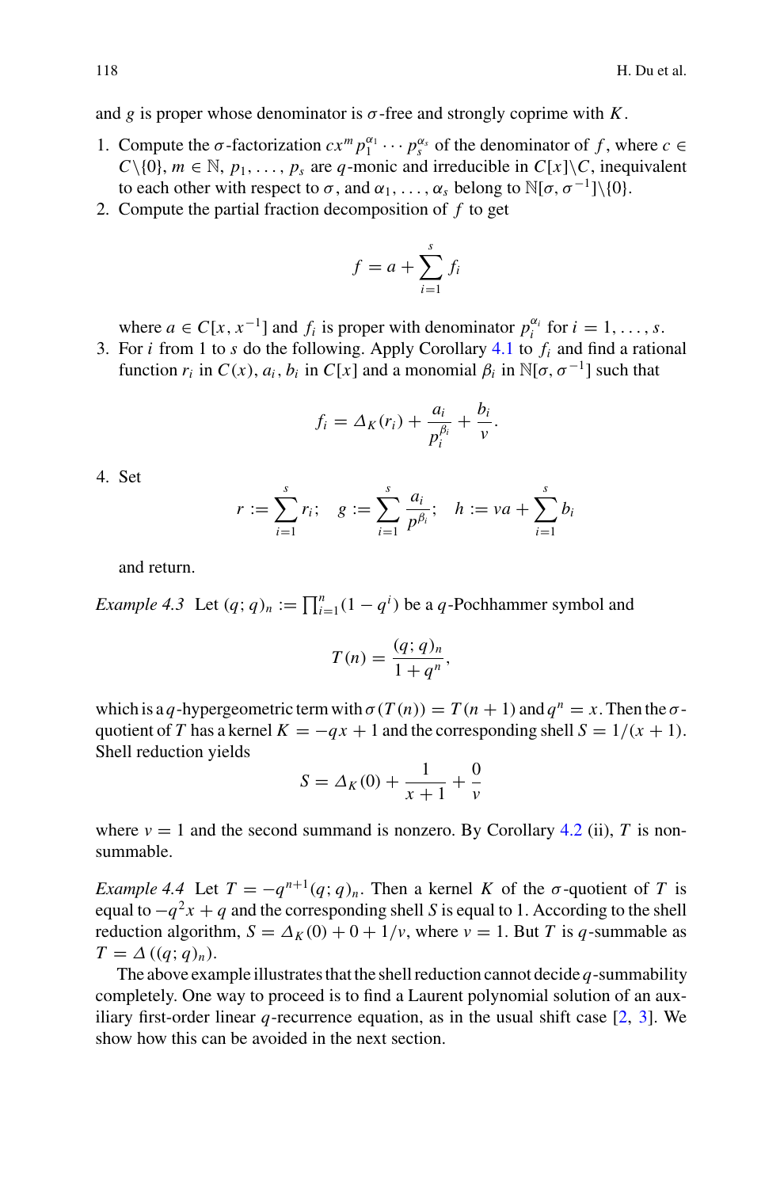and $g$ is proper whose denominator is $\sigma$-free and strongly coprime with $K$.

1. Compute the $\sigma$-factorization $cx^m p_1^{\alpha_1} \cdots p_s^{\alpha_s}$ of the denominator of $f$, where $c \in C\backslash\{0\}$, $m \in \mathbb{N}$, $p_1, \ldots, p_s$ are $q$-monic and irreducible in $C[x]\backslash C$, inequivalent to each other with respect to $\sigma$, and $\alpha_1, \ldots, \alpha_s$ belong to $\mathbb{N}[\sigma, \sigma^{-1}]\backslash\{0\}$.
2. Compute the partial fraction decomposition of $f$ to get

$$f = a + \sum_{i=1}^{s} f_i$$

   where $a \in C[x, x^{-1}]$ and $f_i$ is proper with denominator $p_i^{\alpha_i}$ for $i = 1, \ldots, s$.
3. For $i$ from 1 to $s$ do the following. Apply Corollary 4.1 to $f_i$ and find a rational function $r_i$ in $C(x)$, $a_i, b_i$ in $C[x]$ and a monomial $\beta_i$ in $\mathbb{N}[\sigma, \sigma^{-1}]$ such that

$$f_i = \Delta_K(r_i) + \frac{a_i}{p_i^{\beta_i}} + \frac{b_i}{v}.$$

4. Set

$$r := \sum_{i=1}^{s} r_i; \quad g := \sum_{i=1}^{s} \frac{a_i}{p^{\beta_i}}; \quad h := va + \sum_{i=1}^{s} b_i$$

   and return.

*Example 4.3* Let $(q;q)_n := \prod_{i=1}^{n}(1-q^i)$ be a $q$-Pochhammer symbol and

$$T(n) = \frac{(q;q)_n}{1+q^n},$$

which is a $q$-hypergeometric term with $\sigma(T(n)) = T(n+1)$ and $q^n = x$. Then the $\sigma$-quotient of $T$ has a kernel $K = -qx + 1$ and the corresponding shell $S = 1/(x+1)$. Shell reduction yields

$$S = \Delta_K(0) + \frac{1}{x+1} + \frac{0}{v}$$

where $v = 1$ and the second summand is nonzero. By Corollary 4.2 (ii), $T$ is non-summable.

*Example 4.4* Let $T = -q^{n+1}(q;q)_n$. Then a kernel $K$ of the $\sigma$-quotient of $T$ is equal to $-q^2x + q$ and the corresponding shell $S$ is equal to 1. According to the shell reduction algorithm, $S = \Delta_K(0) + 0 + 1/v$, where $v = 1$. But $T$ is $q$-summable as $T = \Delta((q;q)_n)$.

The above example illustrates that the shell reduction cannot decide $q$-summability completely. One way to proceed is to find a Laurent polynomial solution of an auxiliary first-order linear $q$-recurrence equation, as in the usual shift case [2, 3]. We show how this can be avoided in the next section.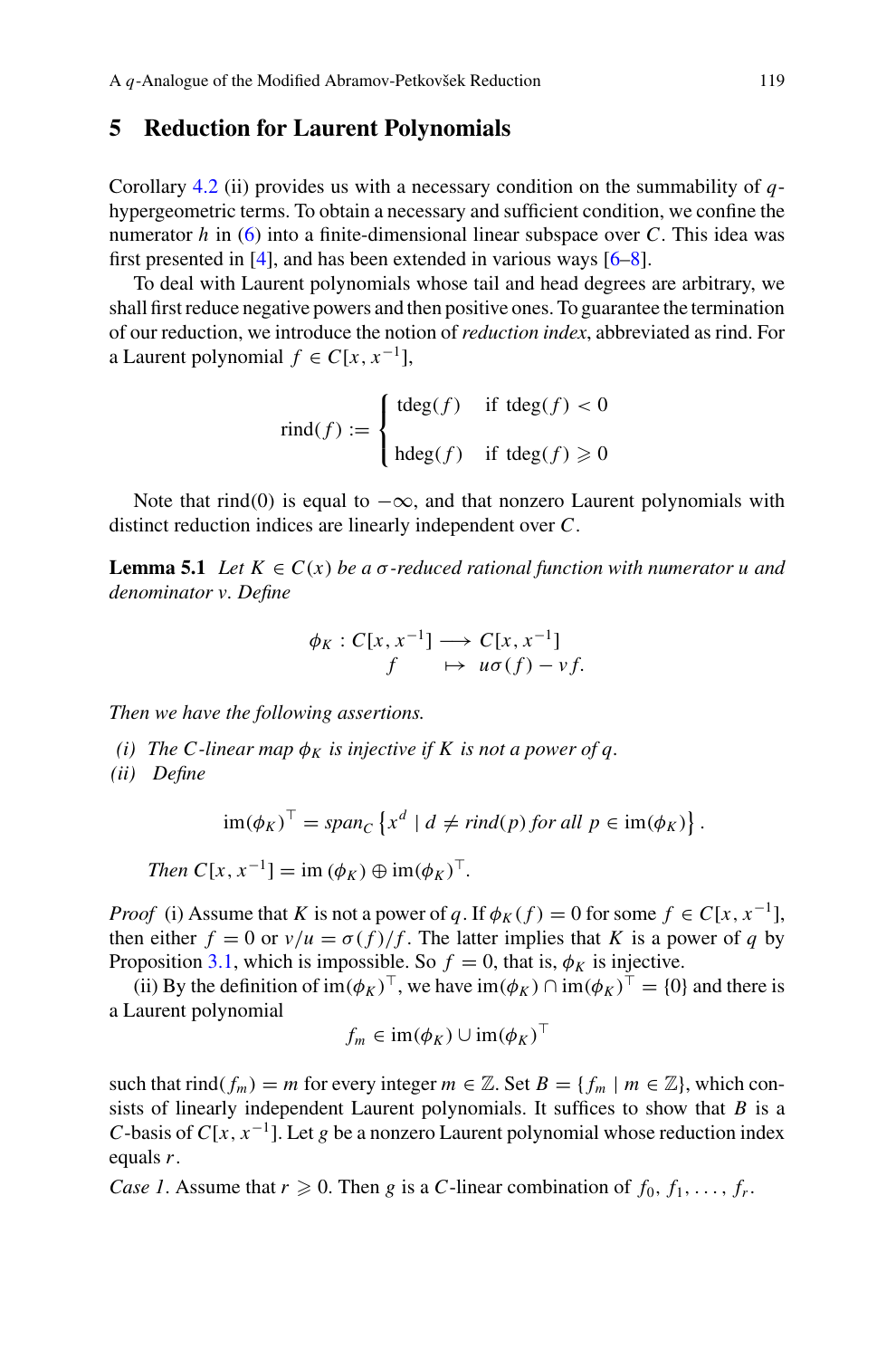## 5 Reduction for Laurent Polynomials

Corollary 4.2 (ii) provides us with a necessary condition on the summability of $q$-hypergeometric terms. To obtain a necessary and sufficient condition, we confine the numerator $h$ in (6) into a finite-dimensional linear subspace over $C$. This idea was first presented in [4], and has been extended in various ways [6–8].

To deal with Laurent polynomials whose tail and head degrees are arbitrary, we shall first reduce negative powers and then positive ones. To guarantee the termination of our reduction, we introduce the notion of *reduction index*, abbreviated as rind. For a Laurent polynomial $f \in C[x, x^{-1}]$,

$$\mathrm{rind}(f) := \begin{cases} \mathrm{tdeg}(f) & \text{if } \mathrm{tdeg}(f) < 0 \\ \mathrm{hdeg}(f) & \text{if } \mathrm{tdeg}(f) \geqslant 0 \end{cases}$$

Note that rind(0) is equal to $-\infty$, and that nonzero Laurent polynomials with distinct reduction indices are linearly independent over $C$.

**Lemma 5.1** *Let $K \in C(x)$ be a $\sigma$-reduced rational function with numerator $u$ and denominator $v$. Define*

$$\begin{array}{rcl} \phi_K : C[x, x^{-1}] & \longrightarrow & C[x, x^{-1}] \\ f & \mapsto & u\sigma(f) - vf. \end{array}$$

*Then we have the following assertions.*

*(i) The $C$-linear map $\phi_K$ is injective if $K$ is not a power of $q$.*
*(ii) Define*

$$\mathrm{im}(\phi_K)^{\top} = \mathrm{span}_C \left\{ x^d \mid d \neq \mathrm{rind}(p) \text{ for all } p \in \mathrm{im}(\phi_K) \right\}.$$

*Then $C[x, x^{-1}] = \mathrm{im}\,(\phi_K) \oplus \mathrm{im}(\phi_K)^{\top}$.*

*Proof* (i) Assume that $K$ is not a power of $q$. If $\phi_K(f) = 0$ for some $f \in C[x, x^{-1}]$, then either $f = 0$ or $v/u = \sigma(f)/f$. The latter implies that $K$ is a power of $q$ by Proposition 3.1, which is impossible. So $f = 0$, that is, $\phi_K$ is injective.

(ii) By the definition of $\mathrm{im}(\phi_K)^{\top}$, we have $\mathrm{im}(\phi_K) \cap \mathrm{im}(\phi_K)^{\top} = \{0\}$ and there is a Laurent polynomial

$$f_m \in \mathrm{im}(\phi_K) \cup \mathrm{im}(\phi_K)^{\top}$$

such that $\mathrm{rind}(f_m) = m$ for every integer $m \in \mathbb{Z}$. Set $B = \{f_m \mid m \in \mathbb{Z}\}$, which consists of linearly independent Laurent polynomials. It suffices to show that $B$ is a $C$-basis of $C[x, x^{-1}]$. Let $g$ be a nonzero Laurent polynomial whose reduction index equals $r$.

*Case 1*. Assume that $r \geqslant 0$. Then $g$ is a $C$-linear combination of $f_0, f_1, \ldots, f_r$.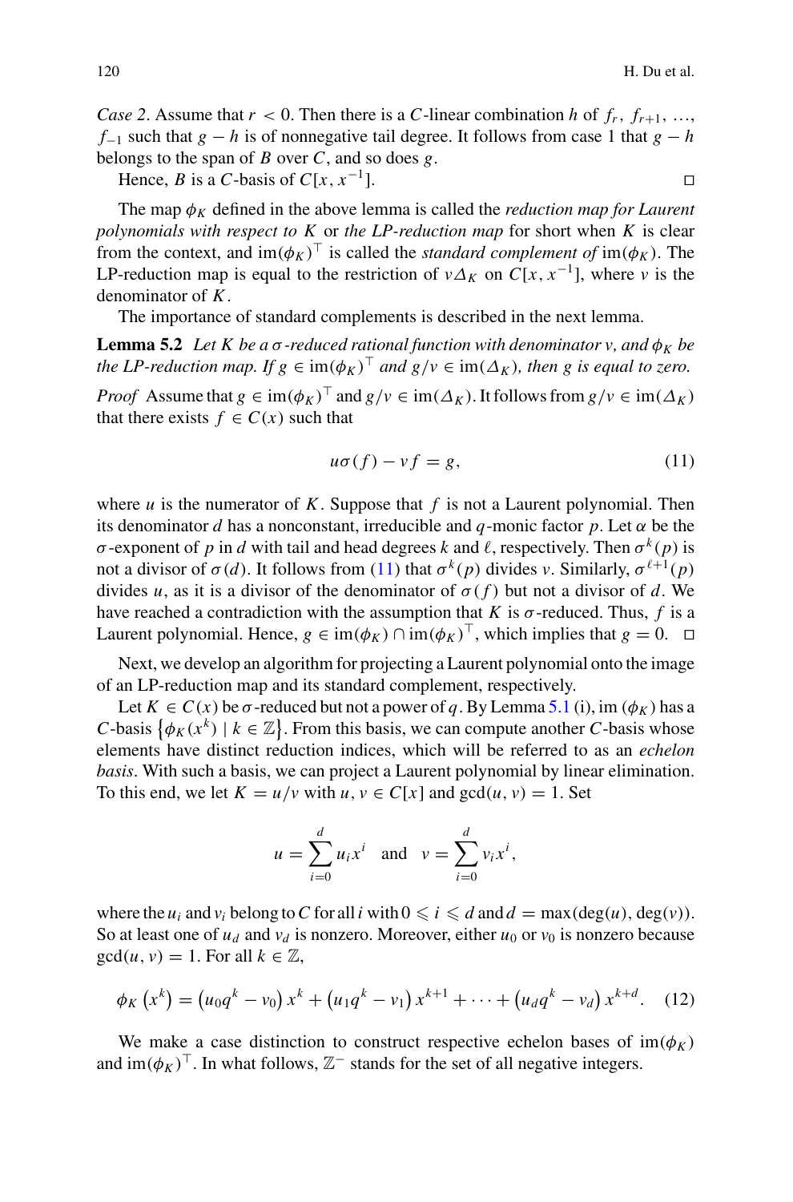*Case 2*. Assume that $r < 0$. Then there is a $C$-linear combination $h$ of $f_r, f_{r+1}, \ldots, f_{-1}$ such that $g - h$ is of nonnegative tail degree. It follows from case 1 that $g - h$ belongs to the span of $B$ over $C$, and so does $g$.

Hence, $B$ is a $C$-basis of $C[x, x^{-1}]$. □

The map $\phi_K$ defined in the above lemma is called the *reduction map for Laurent polynomials with respect to* $K$ or *the LP-reduction map* for short when $K$ is clear from the context, and $\operatorname{im}(\phi_K)^\top$ is called the *standard complement of* $\operatorname{im}(\phi_K)$. The LP-reduction map is equal to the restriction of $v\Delta_K$ on $C[x, x^{-1}]$, where $v$ is the denominator of $K$.

The importance of standard complements is described in the next lemma.

**Lemma 5.2** *Let $K$ be a $\sigma$-reduced rational function with denominator $v$, and $\phi_K$ be the LP-reduction map. If $g \in \operatorname{im}(\phi_K)^\top$ and $g/v \in \operatorname{im}(\Delta_K)$, then $g$ is equal to zero.*

*Proof* Assume that $g \in \operatorname{im}(\phi_K)^\top$ and $g/v \in \operatorname{im}(\Delta_K)$. It follows from $g/v \in \operatorname{im}(\Delta_K)$ that there exists $f \in C(x)$ such that

$$u\sigma(f) - vf = g, \tag{11}$$

where $u$ is the numerator of $K$. Suppose that $f$ is not a Laurent polynomial. Then its denominator $d$ has a nonconstant, irreducible and $q$-monic factor $p$. Let $\alpha$ be the $\sigma$-exponent of $p$ in $d$ with tail and head degrees $k$ and $\ell$, respectively. Then $\sigma^k(p)$ is not a divisor of $\sigma(d)$. It follows from (11) that $\sigma^k(p)$ divides $v$. Similarly, $\sigma^{\ell+1}(p)$ divides $u$, as it is a divisor of the denominator of $\sigma(f)$ but not a divisor of $d$. We have reached a contradiction with the assumption that $K$ is $\sigma$-reduced. Thus, $f$ is a Laurent polynomial. Hence, $g \in \operatorname{im}(\phi_K) \cap \operatorname{im}(\phi_K)^\top$, which implies that $g = 0$. □

Next, we develop an algorithm for projecting a Laurent polynomial onto the image of an LP-reduction map and its standard complement, respectively.

Let $K \in C(x)$ be $\sigma$-reduced but not a power of $q$. By Lemma 5.1 (i), $\operatorname{im}(\phi_K)$ has a $C$-basis $\{\phi_K(x^k) \mid k \in \mathbb{Z}\}$. From this basis, we can compute another $C$-basis whose elements have distinct reduction indices, which will be referred to as an *echelon basis*. With such a basis, we can project a Laurent polynomial by linear elimination. To this end, we let $K = u/v$ with $u, v \in C[x]$ and $\gcd(u, v) = 1$. Set

$$u = \sum_{i=0}^{d} u_i x^i \quad \text{and} \quad v = \sum_{i=0}^{d} v_i x^i,$$

where the $u_i$ and $v_i$ belong to $C$ for all $i$ with $0 \leqslant i \leqslant d$ and $d = \max(\deg(u), \deg(v))$. So at least one of $u_d$ and $v_d$ is nonzero. Moreover, either $u_0$ or $v_0$ is nonzero because $\gcd(u, v) = 1$. For all $k \in \mathbb{Z}$,

$$\phi_K\left(x^k\right) = \left(u_0 q^k - v_0\right) x^k + \left(u_1 q^k - v_1\right) x^{k+1} + \cdots + \left(u_d q^k - v_d\right) x^{k+d}. \tag{12}$$

We make a case distinction to construct respective echelon bases of $\operatorname{im}(\phi_K)$ and $\operatorname{im}(\phi_K)^\top$. In what follows, $\mathbb{Z}^-$ stands for the set of all negative integers.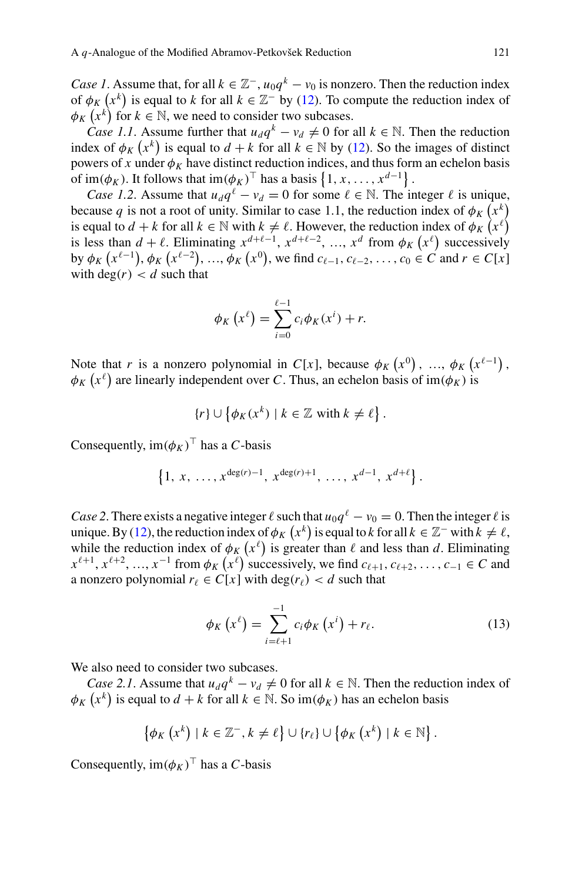*Case 1*. Assume that, for all $k \in \mathbb{Z}^-$, $u_0 q^k - v_0$ is nonzero. Then the reduction index of $\phi_K\left(x^k\right)$ is equal to $k$ for all $k \in \mathbb{Z}^-$ by (12). To compute the reduction index of $\phi_K\left(x^k\right)$ for $k \in \mathbb{N}$, we need to consider two subcases.

*Case 1.1*. Assume further that $u_d q^k - v_d \neq 0$ for all $k \in \mathbb{N}$. Then the reduction index of $\phi_K\left(x^k\right)$ is equal to $d+k$ for all $k \in \mathbb{N}$ by (12). So the images of distinct powers of $x$ under $\phi_K$ have distinct reduction indices, and thus form an echelon basis of $\operatorname{im}(\phi_K)$. It follows that $\operatorname{im}(\phi_K)^\top$ has a basis $\left\{1, x, \ldots, x^{d-1}\right\}$.

*Case 1.2*. Assume that $u_d q^\ell - v_d = 0$ for some $\ell \in \mathbb{N}$. The integer $\ell$ is unique, because $q$ is not a root of unity. Similar to case 1.1, the reduction index of $\phi_K\left(x^k\right)$ is equal to $d+k$ for all $k \in \mathbb{N}$ with $k \neq \ell$. However, the reduction index of $\phi_K\left(x^\ell\right)$ is less than $d+\ell$. Eliminating $x^{d+\ell-1}, x^{d+\ell-2}, \ldots, x^d$ from $\phi_K\left(x^\ell\right)$ successively by $\phi_K\left(x^{\ell-1}\right), \phi_K\left(x^{\ell-2}\right), \ldots, \phi_K\left(x^0\right)$, we find $c_{\ell-1}, c_{\ell-2}, \ldots, c_0 \in C$ and $r \in C[x]$ with $\deg(r) < d$ such that

$$\phi_K\left(x^\ell\right) = \sum_{i=0}^{\ell-1} c_i \phi_K(x^i) + r.$$

Note that $r$ is a nonzero polynomial in $C[x]$, because $\phi_K\left(x^0\right), \ldots, \phi_K\left(x^{\ell-1}\right)$, $\phi_K\left(x^\ell\right)$ are linearly independent over $C$. Thus, an echelon basis of $\operatorname{im}(\phi_K)$ is

$$\{r\} \cup \left\{\phi_K(x^k) \mid k \in \mathbb{Z} \text{ with } k \neq \ell\right\}.$$

Consequently, $\operatorname{im}(\phi_K)^\top$ has a $C$-basis

$$\left\{1, x, \ldots, x^{\deg(r)-1}, x^{\deg(r)+1}, \ldots, x^{d-1}, x^{d+\ell}\right\}.$$

*Case 2*. There exists a negative integer $\ell$ such that $u_0 q^\ell - v_0 = 0$. Then the integer $\ell$ is unique. By (12), the reduction index of $\phi_K\left(x^k\right)$ is equal to $k$ for all $k \in \mathbb{Z}^-$ with $k \neq \ell$, while the reduction index of $\phi_K\left(x^\ell\right)$ is greater than $\ell$ and less than $d$. Eliminating $x^{\ell+1}, x^{\ell+2}, \ldots, x^{-1}$ from $\phi_K\left(x^\ell\right)$ successively, we find $c_{\ell+1}, c_{\ell+2}, \ldots, c_{-1} \in C$ and a nonzero polynomial $r_\ell \in C[x]$ with $\deg(r_\ell) < d$ such that

$$\phi_K\left(x^\ell\right) = \sum_{i=\ell+1}^{-1} c_i \phi_K\left(x^i\right) + r_\ell. \tag{13}$$

We also need to consider two subcases.

*Case 2.1*. Assume that $u_d q^k - v_d \neq 0$ for all $k \in \mathbb{N}$. Then the reduction index of $\phi_K\left(x^k\right)$ is equal to $d+k$ for all $k \in \mathbb{N}$. So $\operatorname{im}(\phi_K)$ has an echelon basis

$$\left\{\phi_K\left(x^k\right) \mid k \in \mathbb{Z}^-, k \neq \ell\right\} \cup \{r_\ell\} \cup \left\{\phi_K\left(x^k\right) \mid k \in \mathbb{N}\right\}.$$

Consequently, $\operatorname{im}(\phi_K)^\top$ has a $C$-basis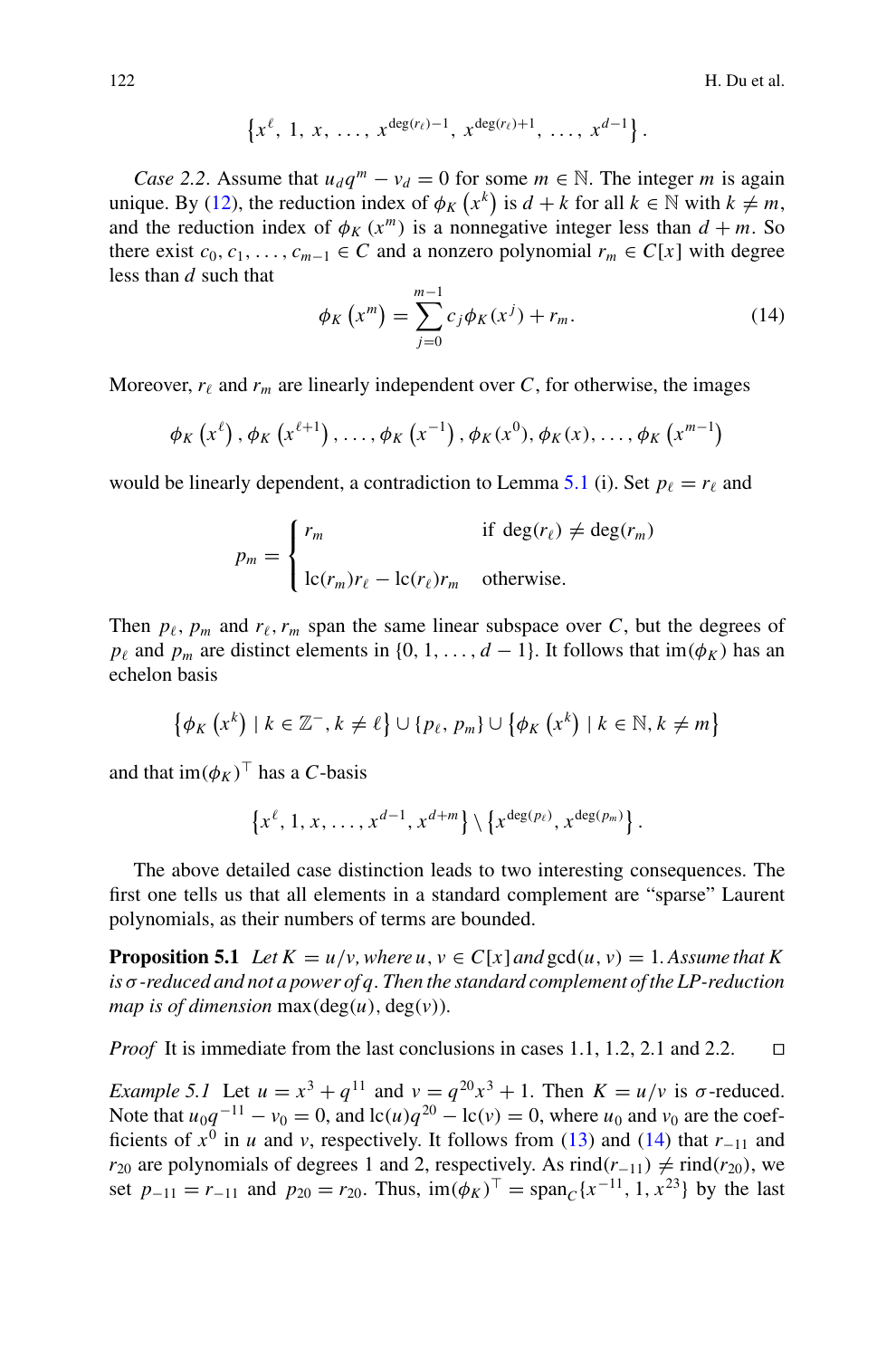$$\left\{x^{\ell},\ 1,\ x,\ \ldots,\ x^{\deg(r_\ell)-1},\ x^{\deg(r_\ell)+1},\ \ldots,\ x^{d-1}\right\}.$$

*Case 2.2*. Assume that $u_d q^m - v_d = 0$ for some $m \in \mathbb{N}$. The integer $m$ is again unique. By (12), the reduction index of $\phi_K\left(x^k\right)$ is $d+k$ for all $k \in \mathbb{N}$ with $k \neq m$, and the reduction index of $\phi_K\left(x^m\right)$ is a nonnegative integer less than $d+m$. So there exist $c_0, c_1, \ldots, c_{m-1} \in C$ and a nonzero polynomial $r_m \in C[x]$ with degree less than $d$ such that

$$\phi_K\left(x^m\right) = \sum_{j=0}^{m-1} c_j \phi_K(x^j) + r_m. \tag{14}$$

Moreover, $r_\ell$ and $r_m$ are linearly independent over $C$, for otherwise, the images

$$\phi_K\left(x^{\ell}\right), \phi_K\left(x^{\ell+1}\right), \ldots, \phi_K\left(x^{-1}\right), \phi_K(x^0), \phi_K(x), \ldots, \phi_K\left(x^{m-1}\right)$$

would be linearly dependent, a contradiction to Lemma 5.1 (i). Set $p_\ell = r_\ell$ and

$$p_m = \begin{cases} r_m & \text{if } \deg(r_\ell) \neq \deg(r_m) \\ \mathrm{lc}(r_m) r_\ell - \mathrm{lc}(r_\ell) r_m & \text{otherwise.} \end{cases}$$

Then $p_\ell, p_m$ and $r_\ell, r_m$ span the same linear subspace over $C$, but the degrees of $p_\ell$ and $p_m$ are distinct elements in $\{0, 1, \ldots, d-1\}$. It follows that $\mathrm{im}(\phi_K)$ has an echelon basis

$$\left\{\phi_K\left(x^k\right) \mid k \in \mathbb{Z}^-, k \neq \ell\right\} \cup \{p_\ell, p_m\} \cup \left\{\phi_K\left(x^k\right) \mid k \in \mathbb{N}, k \neq m\right\}$$

and that $\mathrm{im}(\phi_K)^\top$ has a $C$-basis

$$\left\{x^{\ell}, 1, x, \ldots, x^{d-1}, x^{d+m}\right\} \setminus \left\{x^{\deg(p_\ell)}, x^{\deg(p_m)}\right\}.$$

The above detailed case distinction leads to two interesting consequences. The first one tells us that all elements in a standard complement are "sparse" Laurent polynomials, as their numbers of terms are bounded.

**Proposition 5.1** *Let $K = u/v$, where $u, v \in C[x]$ and $\gcd(u, v) = 1$. Assume that $K$ is $\sigma$-reduced and not a power of $q$. Then the standard complement of the LP-reduction map is of dimension* $\max(\deg(u), \deg(v))$.

*Proof* It is immediate from the last conclusions in cases 1.1, 1.2, 2.1 and 2.2. □

*Example 5.1* Let $u = x^3 + q^{11}$ and $v = q^{20}x^3 + 1$. Then $K = u/v$ is $\sigma$-reduced. Note that $u_0 q^{-11} - v_0 = 0$, and $\mathrm{lc}(u)q^{20} - \mathrm{lc}(v) = 0$, where $u_0$ and $v_0$ are the coefficients of $x^0$ in $u$ and $v$, respectively. It follows from (13) and (14) that $r_{-11}$ and $r_{20}$ are polynomials of degrees 1 and 2, respectively. As $\mathrm{rind}(r_{-11}) \neq \mathrm{rind}(r_{20})$, we set $p_{-11} = r_{-11}$ and $p_{20} = r_{20}$. Thus, $\mathrm{im}(\phi_K)^\top = \mathrm{span}_C\{x^{-11}, 1, x^{23}\}$ by the last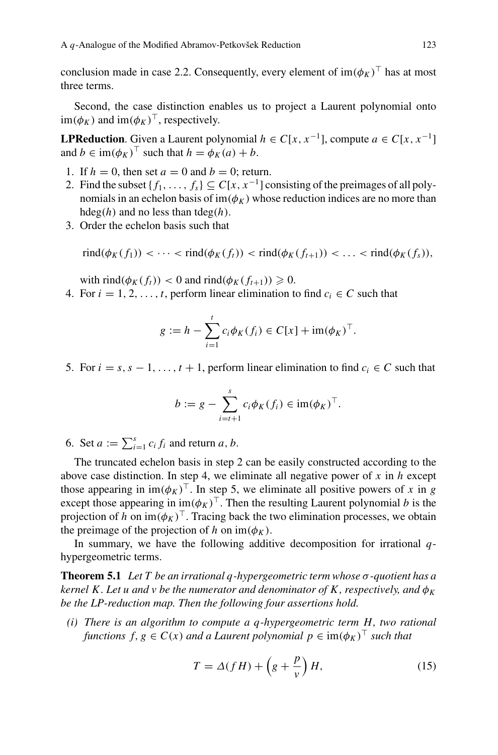conclusion made in case 2.2. Consequently, every element of $\mathrm{im}(\phi_K)^\top$ has at most three terms.

Second, the case distinction enables us to project a Laurent polynomial onto $\mathrm{im}(\phi_K)$ and $\mathrm{im}(\phi_K)^\top$, respectively.

**LPReduction**. Given a Laurent polynomial $h \in C[x, x^{-1}]$, compute $a \in C[x, x^{-1}]$ and $b \in \mathrm{im}(\phi_K)^\top$ such that $h = \phi_K(a) + b$.

1. If $h = 0$, then set $a = 0$ and $b = 0$; return.
2. Find the subset $\{f_1, \ldots, f_s\} \subseteq C[x, x^{-1}]$ consisting of the preimages of all polynomials in an echelon basis of $\mathrm{im}(\phi_K)$ whose reduction indices are no more than $\mathrm{hdeg}(h)$ and no less than $\mathrm{tdeg}(h)$.
3. Order the echelon basis such that

$$\mathrm{rind}(\phi_K(f_1)) < \cdots < \mathrm{rind}(\phi_K(f_t)) < \mathrm{rind}(\phi_K(f_{t+1})) < \ldots < \mathrm{rind}(\phi_K(f_s)),$$

   with $\mathrm{rind}(\phi_K(f_t)) < 0$ and $\mathrm{rind}(\phi_K(f_{t+1})) \geqslant 0$.
4. For $i = 1, 2, \ldots, t$, perform linear elimination to find $c_i \in C$ such that

$$g := h - \sum_{i=1}^{t} c_i \phi_K(f_i) \in C[x] + \mathrm{im}(\phi_K)^\top.$$

5. For $i = s, s-1, \ldots, t+1$, perform linear elimination to find $c_i \in C$ such that

$$b := g - \sum_{i=t+1}^{s} c_i \phi_K(f_i) \in \mathrm{im}(\phi_K)^\top.$$

6. Set $a := \sum_{i=1}^{s} c_i f_i$ and return $a, b$.

The truncated echelon basis in step 2 can be easily constructed according to the above case distinction. In step 4, we eliminate all negative power of $x$ in $h$ except those appearing in $\mathrm{im}(\phi_K)^\top$. In step 5, we eliminate all positive powers of $x$ in $g$ except those appearing in $\mathrm{im}(\phi_K)^\top$. Then the resulting Laurent polynomial $b$ is the projection of $h$ on $\mathrm{im}(\phi_K)^\top$. Tracing back the two elimination processes, we obtain the preimage of the projection of $h$ on $\mathrm{im}(\phi_K)$.

In summary, we have the following additive decomposition for irrational $q$-hypergeometric terms.

**Theorem 5.1** *Let $T$ be an irrational $q$-hypergeometric term whose $\sigma$-quotient has a kernel $K$. Let $u$ and $v$ be the numerator and denominator of $K$, respectively, and $\phi_K$ be the LP-reduction map. Then the following four assertions hold.*

*(i) There is an algorithm to compute a $q$-hypergeometric term $H$, two rational functions $f, g \in C(x)$ and a Laurent polynomial $p \in \mathrm{im}(\phi_K)^\top$ such that*

$$T = \Delta(fH) + \left(g + \frac{p}{v}\right) H, \tag{15}$$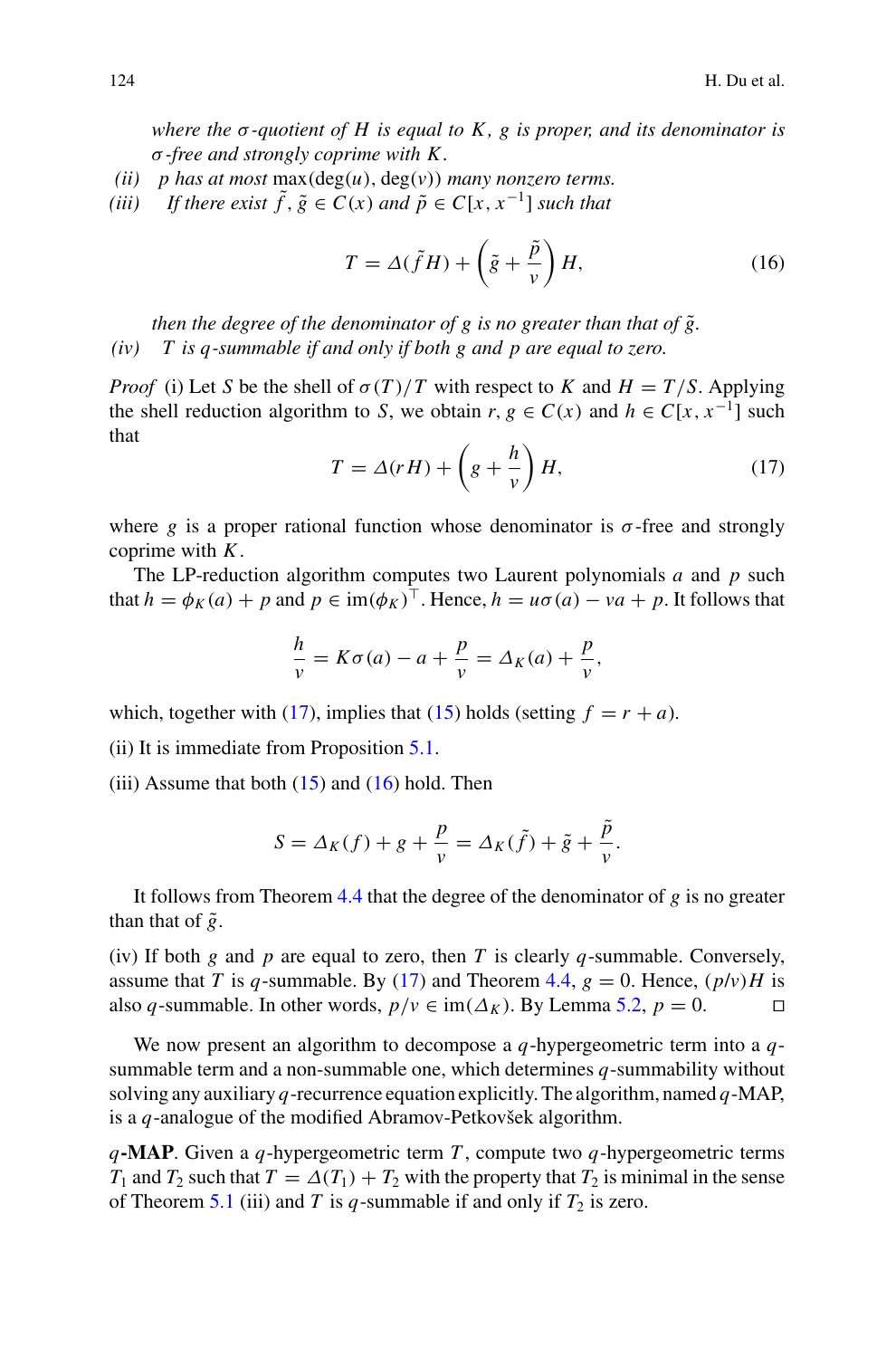*where the $\sigma$-quotient of $H$ is equal to $K$, $g$ is proper, and its denominator is $\sigma$-free and strongly coprime with $K$.*

*(ii)* *$p$ has at most $\max(\deg(u), \deg(v))$ many nonzero terms.*

*(iii)* *If there exist $\tilde{f}, \tilde{g} \in C(x)$ and $\tilde{p} \in C[x, x^{-1}]$ such that*

$$T = \Delta(\tilde{f} H) + \left(\tilde{g} + \frac{\tilde{p}}{v}\right) H, \tag{16}$$

*then the degree of the denominator of $g$ is no greater than that of $\tilde{g}$.*

*(iv)* *$T$ is $q$-summable if and only if both $g$ and $p$ are equal to zero.*

*Proof* (i) Let $S$ be the shell of $\sigma(T)/T$ with respect to $K$ and $H = T/S$. Applying the shell reduction algorithm to $S$, we obtain $r, g \in C(x)$ and $h \in C[x, x^{-1}]$ such that

$$T = \Delta(r H) + \left(g + \frac{h}{v}\right) H, \tag{17}$$

where $g$ is a proper rational function whose denominator is $\sigma$-free and strongly coprime with $K$.

The LP-reduction algorithm computes two Laurent polynomials $a$ and $p$ such that $h = \phi_K(a) + p$ and $p \in \mathrm{im}(\phi_K)^\top$. Hence, $h = u\sigma(a) - va + p$. It follows that

$$\frac{h}{v} = K\sigma(a) - a + \frac{p}{v} = \Delta_K(a) + \frac{p}{v},$$

which, together with (17), implies that (15) holds (setting $f = r + a$).

(ii) It is immediate from Proposition 5.1.

(iii) Assume that both (15) and (16) hold. Then

$$S = \Delta_K(f) + g + \frac{p}{v} = \Delta_K(\tilde{f}) + \tilde{g} + \frac{\tilde{p}}{v}.$$

It follows from Theorem 4.4 that the degree of the denominator of $g$ is no greater than that of $\tilde{g}$.

(iv) If both $g$ and $p$ are equal to zero, then $T$ is clearly $q$-summable. Conversely, assume that $T$ is $q$-summable. By (17) and Theorem 4.4, $g = 0$. Hence, $(p/v)H$ is also $q$-summable. In other words, $p/v \in \mathrm{im}(\Delta_K)$. By Lemma 5.2, $p = 0$. □

We now present an algorithm to decompose a $q$-hypergeometric term into a $q$-summable term and a non-summable one, which determines $q$-summability without solving any auxiliary $q$-recurrence equation explicitly. The algorithm, named $q$-MAP, is a $q$-analogue of the modified Abramov-Petkovšek algorithm.

**$q$-MAP**. Given a $q$-hypergeometric term $T$, compute two $q$-hypergeometric terms $T_1$ and $T_2$ such that $T = \Delta(T_1) + T_2$ with the property that $T_2$ is minimal in the sense of Theorem 5.1 (iii) and $T$ is $q$-summable if and only if $T_2$ is zero.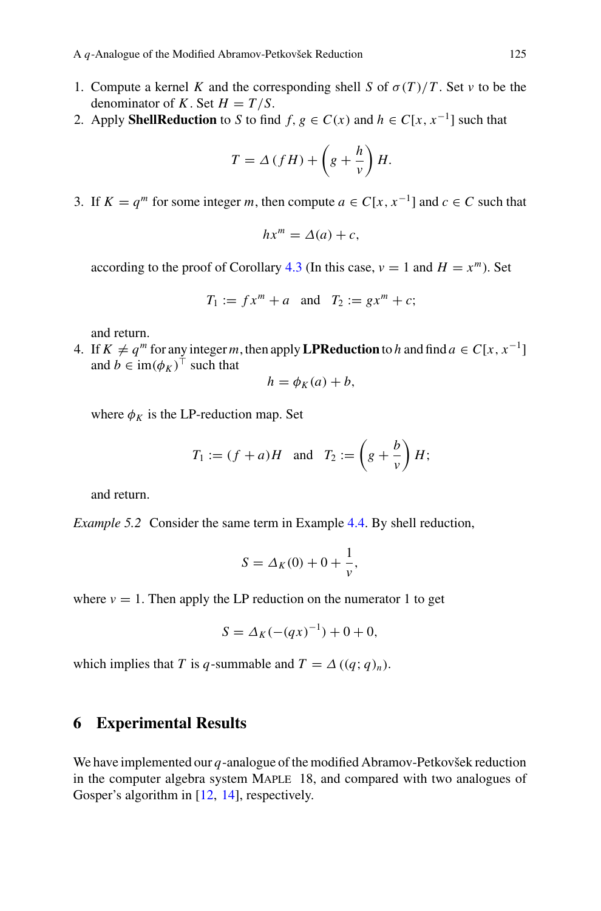1. Compute a kernel $K$ and the corresponding shell $S$ of $\sigma(T)/T$. Set $v$ to be the denominator of $K$. Set $H = T/S$.
2. Apply **ShellReduction** to $S$ to find $f, g \in C(x)$ and $h \in C[x, x^{-1}]$ such that

$$T = \Delta(fH) + \left(g + \frac{h}{v}\right) H.$$

3. If $K = q^m$ for some integer $m$, then compute $a \in C[x, x^{-1}]$ and $c \in C$ such that

$$hx^m = \Delta(a) + c,$$

according to the proof of Corollary 4.3 (In this case, $v = 1$ and $H = x^m$). Set

$$T_1 := fx^m + a \quad \text{and} \quad T_2 := gx^m + c;$$

and return.

4. If $K \neq q^m$ for any integer $m$, then apply **LPReduction** to $h$ and find $a \in C[x, x^{-1}]$ and $b \in \text{im}(\phi_K)^\top$ such that

$$h = \phi_K(a) + b,$$

where $\phi_K$ is the LP-reduction map. Set

$$T_1 := (f + a)H \quad \text{and} \quad T_2 := \left(g + \frac{b}{v}\right) H;$$

and return.

*Example 5.2* Consider the same term in Example 4.4. By shell reduction,

$$S = \Delta_K(0) + 0 + \frac{1}{v},$$

where $v = 1$. Then apply the LP reduction on the numerator 1 to get

$$S = \Delta_K(-(qx)^{-1}) + 0 + 0,$$

which implies that $T$ is $q$-summable and $T = \Delta((q; q)_n)$.

## 6 Experimental Results

We have implemented our $q$-analogue of the modified Abramov-Petkovšek reduction in the computer algebra system MAPLE 18, and compared with two analogues of Gosper's algorithm in [12, 14], respectively.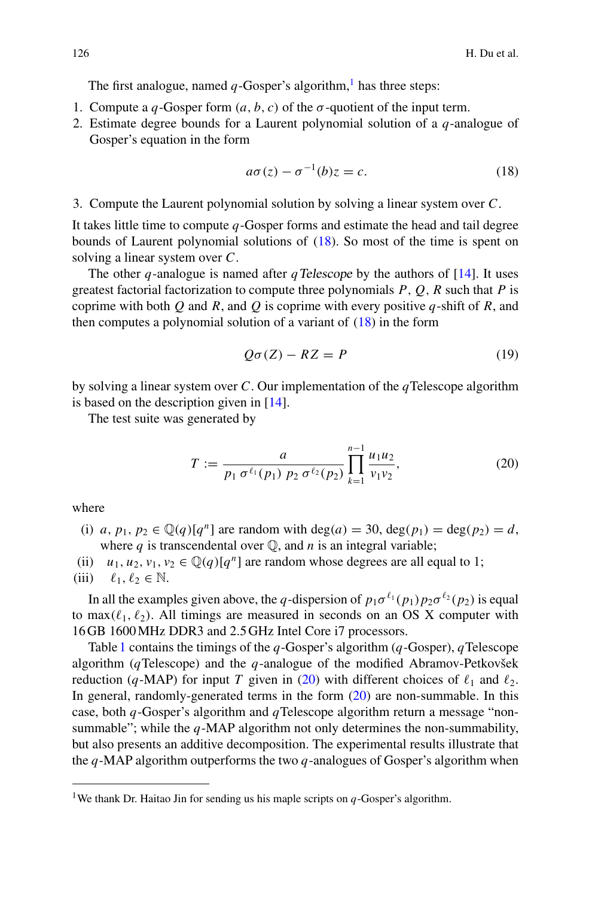The first analogue, named $q$-Gosper's algorithm,[1] has three steps:

1. Compute a $q$-Gosper form $(a, b, c)$ of the $\sigma$-quotient of the input term.
2. Estimate degree bounds for a Laurent polynomial solution of a $q$-analogue of Gosper's equation in the form

$$a\sigma(z) - \sigma^{-1}(b)z = c. \tag{18}$$

3. Compute the Laurent polynomial solution by solving a linear system over $C$.

It takes little time to compute $q$-Gosper forms and estimate the head and tail degree bounds of Laurent polynomial solutions of (18). So most of the time is spent on solving a linear system over $C$.

The other $q$-analogue is named after *qTelescope* by the authors of [14]. It uses greatest factorial factorization to compute three polynomials $P$, $Q$, $R$ such that $P$ is coprime with both $Q$ and $R$, and $Q$ is coprime with every positive $q$-shift of $R$, and then computes a polynomial solution of a variant of (18) in the form

$$Q\sigma(Z) - RZ = P \tag{19}$$

by solving a linear system over $C$. Our implementation of the $q$Telescope algorithm is based on the description given in [14].

The test suite was generated by

$$T := \frac{a}{p_1\,\sigma^{\ell_1}(p_1)\;p_2\,\sigma^{\ell_2}(p_2)} \prod_{k=1}^{n-1} \frac{u_1u_2}{v_1v_2}, \tag{20}$$

where

(i) $a, p_1, p_2 \in \mathbb{Q}(q)[q^n]$ are random with $\deg(a) = 30$, $\deg(p_1) = \deg(p_2) = d$, where $q$ is transcendental over $\mathbb{Q}$, and $n$ is an integral variable;

(ii) $u_1, u_2, v_1, v_2 \in \mathbb{Q}(q)[q^n]$ are random whose degrees are all equal to 1;

(iii) $\ell_1, \ell_2 \in \mathbb{N}$.

In all the examples given above, the $q$-dispersion of $p_1\sigma^{\ell_1}(p_1)p_2\sigma^{\ell_2}(p_2)$ is equal to $\max(\ell_1, \ell_2)$. All timings are measured in seconds on an OS X computer with 16 GB 1600 MHz DDR3 and 2.5 GHz Intel Core i7 processors.

Table 1 contains the timings of the $q$-Gosper's algorithm ($q$-Gosper), $q$Telescope algorithm ($q$Telescope) and the $q$-analogue of the modified Abramov-Petkovšek reduction ($q$-MAP) for input $T$ given in (20) with different choices of $\ell_1$ and $\ell_2$. In general, randomly-generated terms in the form (20) are non-summable. In this case, both $q$-Gosper's algorithm and $q$Telescope algorithm return a message "non-summable"; while the $q$-MAP algorithm not only determines the non-summability, but also presents an additive decomposition. The experimental results illustrate that the $q$-MAP algorithm outperforms the two $q$-analogues of Gosper's algorithm when

[1] We thank Dr. Haitao Jin for sending us his maple scripts on $q$-Gosper's algorithm.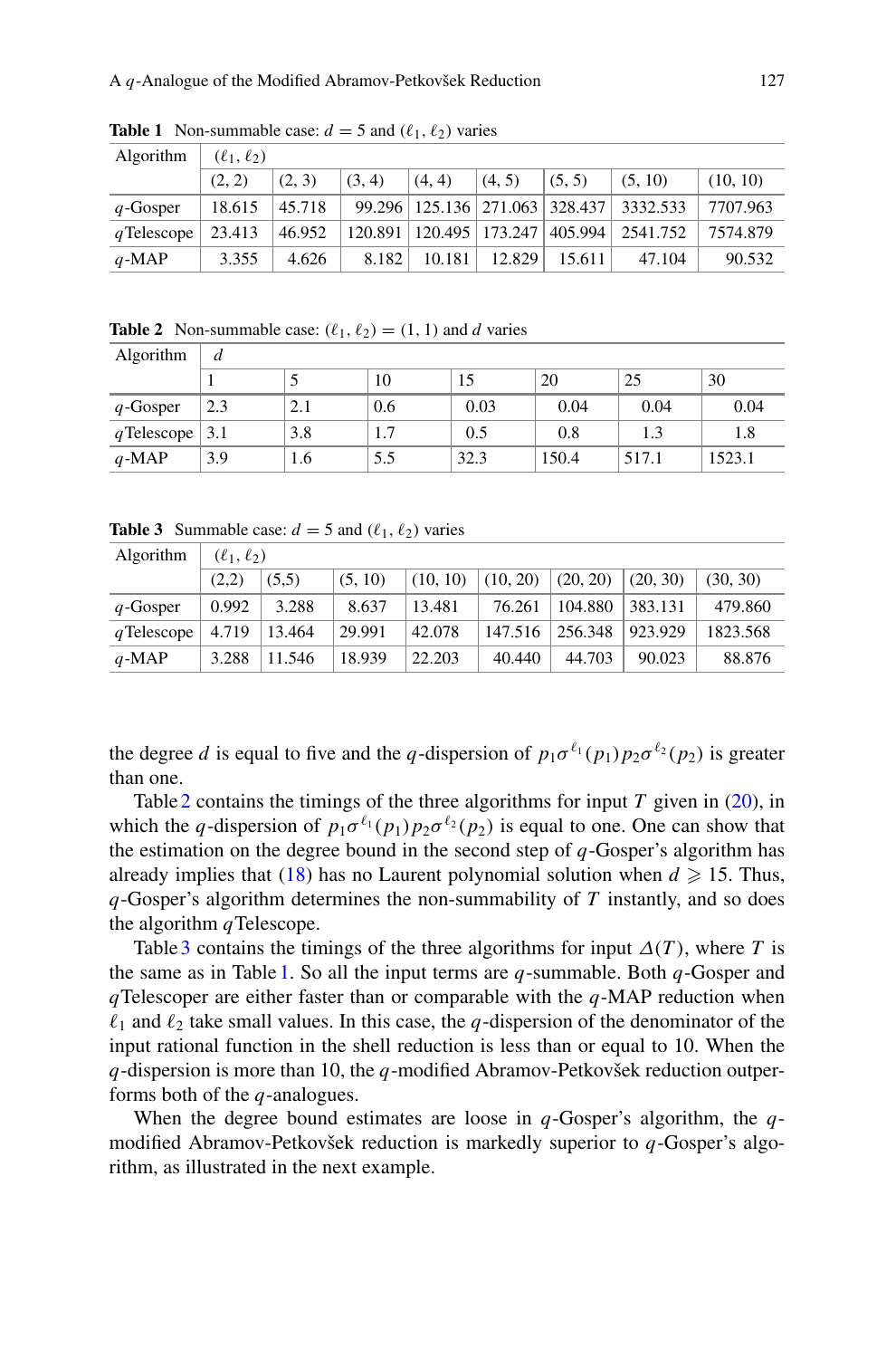**Table 1** Non-summable case: $d = 5$ and $(\ell_1, \ell_2)$ varies

| Algorithm | $(\ell_1, \ell_2)$ | | | | | | | |
|---|---|---|---|---|---|---|---|---|
| | (2, 2) | (2, 3) | (3, 4) | (4, 4) | (4, 5) | (5, 5) | (5, 10) | (10, 10) |
| $q$-Gosper | 18.615 | 45.718 | 99.296 | 125.136 | 271.063 | 328.437 | 3332.533 | 7707.963 |
| $q$Telescope | 23.413 | 46.952 | 120.891 | 120.495 | 173.247 | 405.994 | 2541.752 | 7574.879 |
| $q$-MAP | 3.355 | 4.626 | 8.182 | 10.181 | 12.829 | 15.611 | 47.104 | 90.532 |

**Table 2** Non-summable case: $(\ell_1, \ell_2) = (1, 1)$ and $d$ varies

| Algorithm | $d$ | | | | | | |
|---|---|---|---|---|---|---|---|
| | 1 | 5 | 10 | 15 | 20 | 25 | 30 |
| $q$-Gosper | 2.3 | 2.1 | 0.6 | 0.03 | 0.04 | 0.04 | 0.04 |
| $q$Telescope | 3.1 | 3.8 | 1.7 | 0.5 | 0.8 | 1.3 | 1.8 |
| $q$-MAP | 3.9 | 1.6 | 5.5 | 32.3 | 150.4 | 517.1 | 1523.1 |

**Table 3** Summable case: $d = 5$ and $(\ell_1, \ell_2)$ varies

| Algorithm | $(\ell_1, \ell_2)$ | | | | | | | |
|---|---|---|---|---|---|---|---|---|
| | (2,2) | (5,5) | (5, 10) | (10, 10) | (10, 20) | (20, 20) | (20, 30) | (30, 30) |
| $q$-Gosper | 0.992 | 3.288 | 8.637 | 13.481 | 76.261 | 104.880 | 383.131 | 479.860 |
| $q$Telescope | 4.719 | 13.464 | 29.991 | 42.078 | 147.516 | 256.348 | 923.929 | 1823.568 |
| $q$-MAP | 3.288 | 11.546 | 18.939 | 22.203 | 40.440 | 44.703 | 90.023 | 88.876 |

the degree $d$ is equal to five and the $q$-dispersion of $p_1\sigma^{\ell_1}(p_1)p_2\sigma^{\ell_2}(p_2)$ is greater than one.

Table 2 contains the timings of the three algorithms for input $T$ given in (20), in which the $q$-dispersion of $p_1\sigma^{\ell_1}(p_1)p_2\sigma^{\ell_2}(p_2)$ is equal to one. One can show that the estimation on the degree bound in the second step of $q$-Gosper's algorithm has already implies that (18) has no Laurent polynomial solution when $d \geqslant 15$. Thus, $q$-Gosper's algorithm determines the non-summability of $T$ instantly, and so does the algorithm $q$Telescope.

Table 3 contains the timings of the three algorithms for input $\Delta(T)$, where $T$ is the same as in Table 1. So all the input terms are $q$-summable. Both $q$-Gosper and $q$Telescoper are either faster than or comparable with the $q$-MAP reduction when $\ell_1$ and $\ell_2$ take small values. In this case, the $q$-dispersion of the denominator of the input rational function in the shell reduction is less than or equal to 10. When the $q$-dispersion is more than 10, the $q$-modified Abramov-Petkovšek reduction outperforms both of the $q$-analogues.

When the degree bound estimates are loose in $q$-Gosper's algorithm, the $q$-modified Abramov-Petkovšek reduction is markedly superior to $q$-Gosper's algorithm, as illustrated in the next example.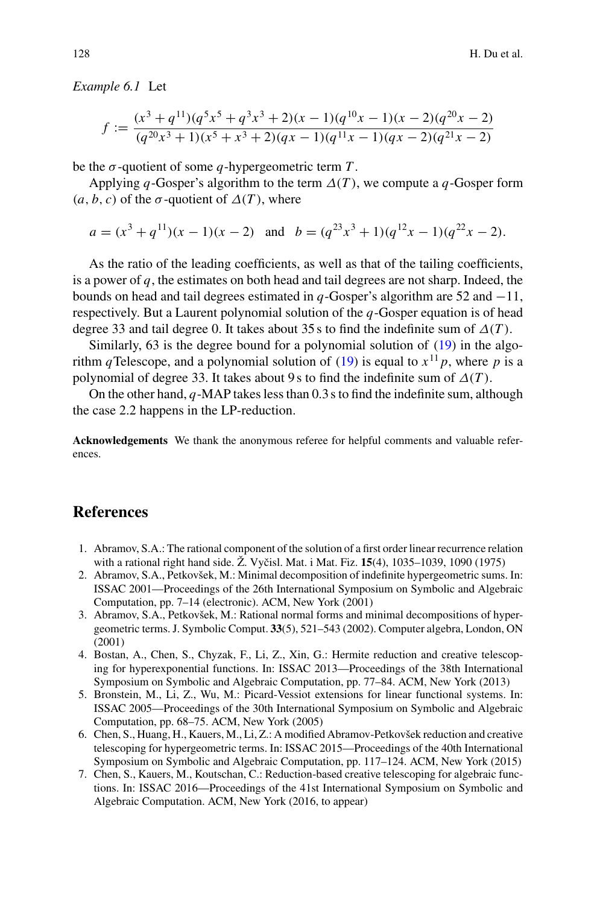*Example 6.1* Let

$$f := \frac{(x^3 + q^{11})(q^5x^5 + q^3x^3 + 2)(x-1)(q^{10}x-1)(x-2)(q^{20}x-2)}{(q^{20}x^3+1)(x^5+x^3+2)(qx-1)(q^{11}x-1)(qx-2)(q^{21}x-2)}$$

be the $\sigma$-quotient of some $q$-hypergeometric term $T$.

Applying $q$-Gosper's algorithm to the term $\Delta(T)$, we compute a $q$-Gosper form $(a, b, c)$ of the $\sigma$-quotient of $\Delta(T)$, where

$$a = (x^3 + q^{11})(x-1)(x-2) \quad \text{and} \quad b = (q^{23}x^3+1)(q^{12}x-1)(q^{22}x-2).$$

As the ratio of the leading coefficients, as well as that of the tailing coefficients, is a power of $q$, the estimates on both head and tail degrees are not sharp. Indeed, the bounds on head and tail degrees estimated in $q$-Gosper's algorithm are 52 and $-11$, respectively. But a Laurent polynomial solution of the $q$-Gosper equation is of head degree 33 and tail degree 0. It takes about 35 s to find the indefinite sum of $\Delta(T)$.

Similarly, 63 is the degree bound for a polynomial solution of (19) in the algorithm $q$Telescope, and a polynomial solution of (19) is equal to $x^{11}p$, where $p$ is a polynomial of degree 33. It takes about 9 s to find the indefinite sum of $\Delta(T)$.

On the other hand, $q$-MAP takes less than 0.3 s to find the indefinite sum, although the case 2.2 happens in the LP-reduction.

**Acknowledgements** We thank the anonymous referee for helpful comments and valuable references.

## References

1. Abramov, S.A.: The rational component of the solution of a first order linear recurrence relation with a rational right hand side. Ž. Vyčisl. Mat. i Mat. Fiz. **15**(4), 1035–1039, 1090 (1975)
2. Abramov, S.A., Petkovšek, M.: Minimal decomposition of indefinite hypergeometric sums. In: ISSAC 2001—Proceedings of the 26th International Symposium on Symbolic and Algebraic Computation, pp. 7–14 (electronic). ACM, New York (2001)
3. Abramov, S.A., Petkovšek, M.: Rational normal forms and minimal decompositions of hypergeometric terms. J. Symbolic Comput. **33**(5), 521–543 (2002). Computer algebra, London, ON (2001)
4. Bostan, A., Chen, S., Chyzak, F., Li, Z., Xin, G.: Hermite reduction and creative telescoping for hyperexponential functions. In: ISSAC 2013—Proceedings of the 38th International Symposium on Symbolic and Algebraic Computation, pp. 77–84. ACM, New York (2013)
5. Bronstein, M., Li, Z., Wu, M.: Picard-Vessiot extensions for linear functional systems. In: ISSAC 2005—Proceedings of the 30th International Symposium on Symbolic and Algebraic Computation, pp. 68–75. ACM, New York (2005)
6. Chen, S., Huang, H., Kauers, M., Li, Z.: A modified Abramov-Petkovšek reduction and creative telescoping for hypergeometric terms. In: ISSAC 2015—Proceedings of the 40th International Symposium on Symbolic and Algebraic Computation, pp. 117–124. ACM, New York (2015)
7. Chen, S., Kauers, M., Koutschan, C.: Reduction-based creative telescoping for algebraic functions. In: ISSAC 2016—Proceedings of the 41st International Symposium on Symbolic and Algebraic Computation. ACM, New York (2016, to appear)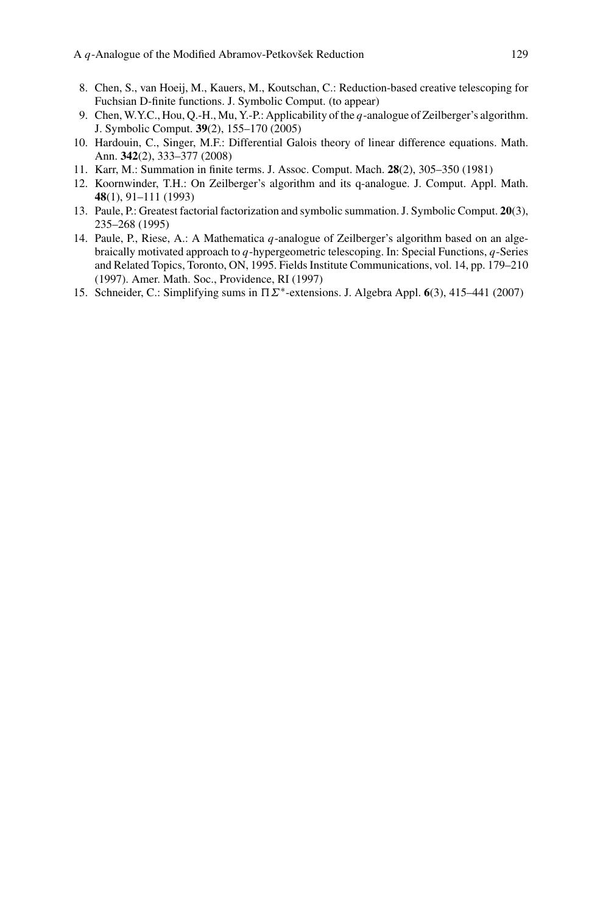8. Chen, S., van Hoeij, M., Kauers, M., Koutschan, C.: Reduction-based creative telescoping for Fuchsian D-finite functions. J. Symbolic Comput. (to appear)
9. Chen, W.Y.C., Hou, Q.-H., Mu, Y.-P.: Applicability of the $q$-analogue of Zeilberger's algorithm. J. Symbolic Comput. **39**(2), 155–170 (2005)
10. Hardouin, C., Singer, M.F.: Differential Galois theory of linear difference equations. Math. Ann. **342**(2), 333–377 (2008)
11. Karr, M.: Summation in finite terms. J. Assoc. Comput. Mach. **28**(2), 305–350 (1981)
12. Koornwinder, T.H.: On Zeilberger's algorithm and its q-analogue. J. Comput. Appl. Math. **48**(1), 91–111 (1993)
13. Paule, P.: Greatest factorial factorization and symbolic summation. J. Symbolic Comput. **20**(3), 235–268 (1995)
14. Paule, P., Riese, A.: A Mathematica $q$-analogue of Zeilberger's algorithm based on an algebraically motivated approach to $q$-hypergeometric telescoping. In: Special Functions, $q$-Series and Related Topics, Toronto, ON, 1995. Fields Institute Communications, vol. 14, pp. 179–210 (1997). Amer. Math. Soc., Providence, RI (1997)
15. Schneider, C.: Simplifying sums in $\Pi\Sigma^*$-extensions. J. Algebra Appl. **6**(3), 415–441 (2007)